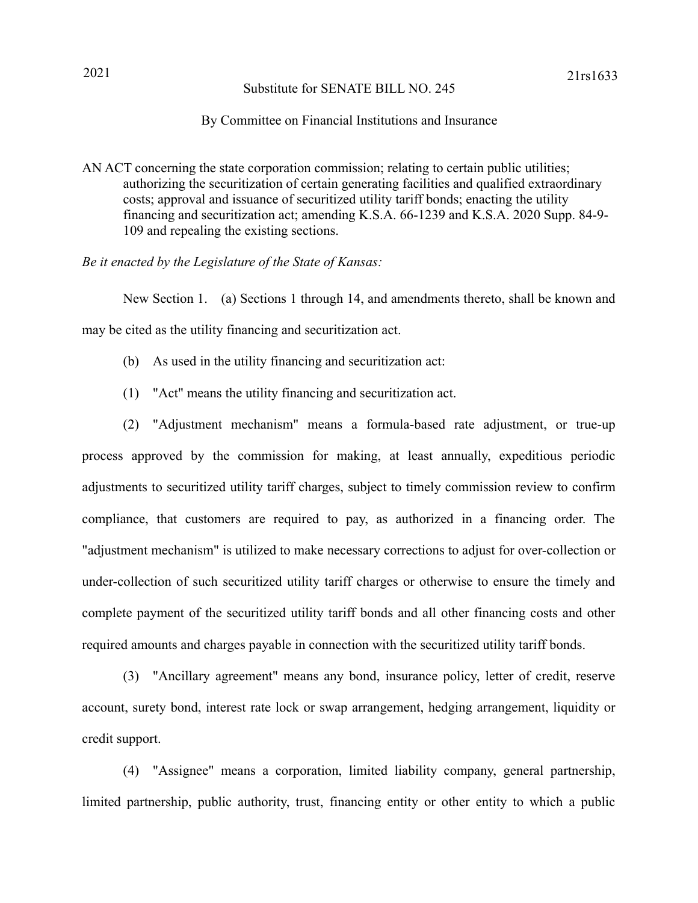2021 21rs1633

Substitute for SENATE BILL NO. 245

By Committee on Financial Institutions and Insurance

AN ACT concerning the state corporation commission; relating to certain public utilities; authorizing the securitization of certain generating facilities and qualified extraordinary costs; approval and issuance of securitized utility tariff bonds; enacting the utility financing and securitization act; amending K.S.A. 66-1239 and K.S.A. 2020 Supp. 84-9-109 and repealing the existing sections.

*Be it enacted by the Legislature of the State of Kansas:*

New Section 1. (a) Sections 1 through 14, and amendments thereto, shall be known and may be cited as the utility financing and securitization act.

(b) As used in the utility financing and securitization act:

(1) "Act" means the utility financing and securitization act.

(2) "Adjustment mechanism" means a formula-based rate adjustment, or true-up process approved by the commission for making, at least annually, expeditious periodic adjustments to securitized utility tariff charges, subject to timely commission review to confirm compliance, that customers are required to pay, as authorized in a financing order. The "adjustment mechanism" is utilized to make necessary corrections to adjust for over-collection or under-collection of such securitized utility tariff charges or otherwise to ensure the timely and complete payment of the securitized utility tariff bonds and all other financing costs and other required amounts and charges payable in connection with the securitized utility tariff bonds.

(3) "Ancillary agreement" means any bond, insurance policy, letter of credit, reserve account, surety bond, interest rate lock or swap arrangement, hedging arrangement, liquidity or credit support.

(4) "Assignee" means a corporation, limited liability company, general partnership, limited partnership, public authority, trust, financing entity or other entity to which a public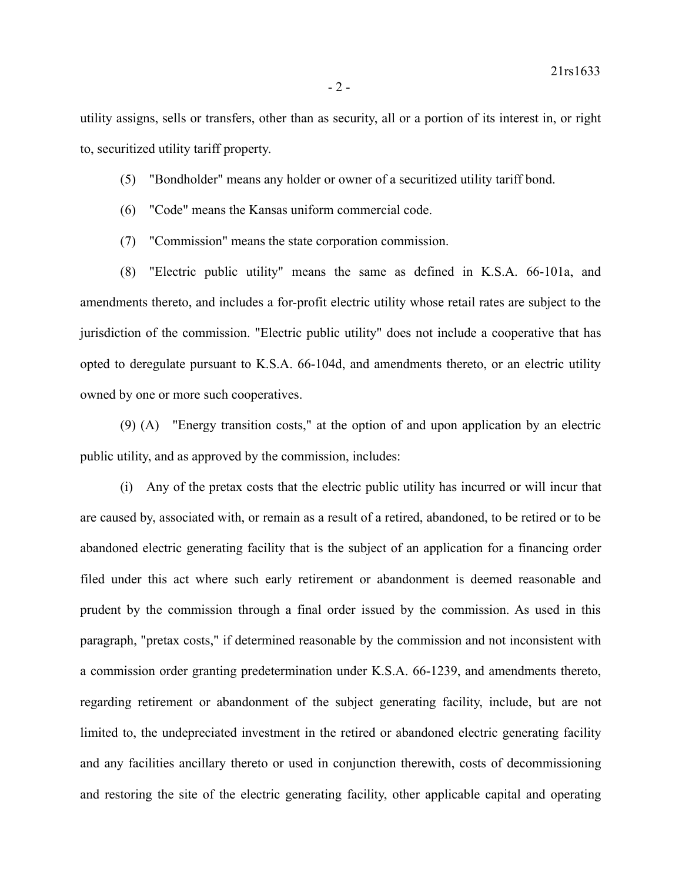utility assigns, sells or transfers, other than as security, all or a portion of its interest in, or right to, securitized utility tariff property.

(5) "Bondholder" means any holder or owner of a securitized utility tariff bond.

(6) "Code" means the Kansas uniform commercial code.

(7) "Commission" means the state corporation commission.

(8) "Electric public utility" means the same as defined in K.S.A. 66-101a, and amendments thereto, and includes a for-profit electric utility whose retail rates are subject to the jurisdiction of the commission. "Electric public utility" does not include a cooperative that has opted to deregulate pursuant to K.S.A. 66-104d, and amendments thereto, or an electric utility owned by one or more such cooperatives.

(9) (A) "Energy transition costs," at the option of and upon application by an electric public utility, and as approved by the commission, includes:

(i) Any of the pretax costs that the electric public utility has incurred or will incur that are caused by, associated with, or remain as a result of a retired, abandoned, to be retired or to be abandoned electric generating facility that is the subject of an application for a financing order filed under this act where such early retirement or abandonment is deemed reasonable and prudent by the commission through a final order issued by the commission. As used in this paragraph, "pretax costs," if determined reasonable by the commission and not inconsistent with a commission order granting predetermination under K.S.A. 66-1239, and amendments thereto, regarding retirement or abandonment of the subject generating facility, include, but are not limited to, the undepreciated investment in the retired or abandoned electric generating facility and any facilities ancillary thereto or used in conjunction therewith, costs of decommissioning and restoring the site of the electric generating facility, other applicable capital and operating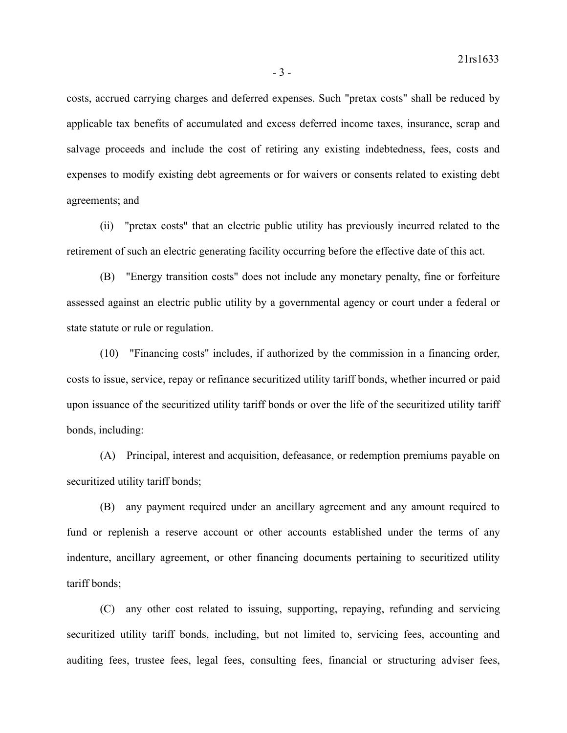costs, accrued carrying charges and deferred expenses. Such "pretax costs" shall be reduced by applicable tax benefits of accumulated and excess deferred income taxes, insurance, scrap and salvage proceeds and include the cost of retiring any existing indebtedness, fees, costs and expenses to modify existing debt agreements or for waivers or consents related to existing debt agreements; and

(ii) "pretax costs" that an electric public utility has previously incurred related to the retirement of such an electric generating facility occurring before the effective date of this act.

(B) "Energy transition costs" does not include any monetary penalty, fine or forfeiture assessed against an electric public utility by a governmental agency or court under a federal or state statute or rule or regulation.

(10) "Financing costs" includes, if authorized by the commission in a financing order, costs to issue, service, repay or refinance securitized utility tariff bonds, whether incurred or paid upon issuance of the securitized utility tariff bonds or over the life of the securitized utility tariff bonds, including:

(A) Principal, interest and acquisition, defeasance, or redemption premiums payable on securitized utility tariff bonds;

(B) any payment required under an ancillary agreement and any amount required to fund or replenish a reserve account or other accounts established under the terms of any indenture, ancillary agreement, or other financing documents pertaining to securitized utility tariff bonds;

(C) any other cost related to issuing, supporting, repaying, refunding and servicing securitized utility tariff bonds, including, but not limited to, servicing fees, accounting and auditing fees, trustee fees, legal fees, consulting fees, financial or structuring adviser fees,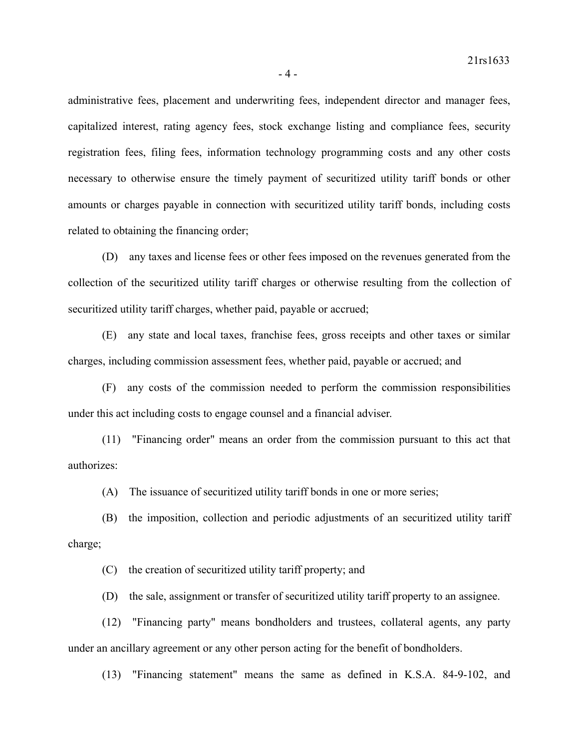administrative fees, placement and underwriting fees, independent director and manager fees, capitalized interest, rating agency fees, stock exchange listing and compliance fees, security registration fees, filing fees, information technology programming costs and any other costs necessary to otherwise ensure the timely payment of securitized utility tariff bonds or other amounts or charges payable in connection with securitized utility tariff bonds, including costs related to obtaining the financing order;

(D) any taxes and license fees or other fees imposed on the revenues generated from the collection of the securitized utility tariff charges or otherwise resulting from the collection of securitized utility tariff charges, whether paid, payable or accrued;

(E) any state and local taxes, franchise fees, gross receipts and other taxes or similar charges, including commission assessment fees, whether paid, payable or accrued; and

(F) any costs of the commission needed to perform the commission responsibilities under this act including costs to engage counsel and a financial adviser.

(11) "Financing order" means an order from the commission pursuant to this act that authorizes:

(A) The issuance of securitized utility tariff bonds in one or more series;

(B) the imposition, collection and periodic adjustments of an securitized utility tariff charge;

(C) the creation of securitized utility tariff property; and

(D) the sale, assignment or transfer of securitized utility tariff property to an assignee.

(12) "Financing party" means bondholders and trustees, collateral agents, any party under an ancillary agreement or any other person acting for the benefit of bondholders.

(13) "Financing statement" means the same as defined in K.S.A. 84-9-102, and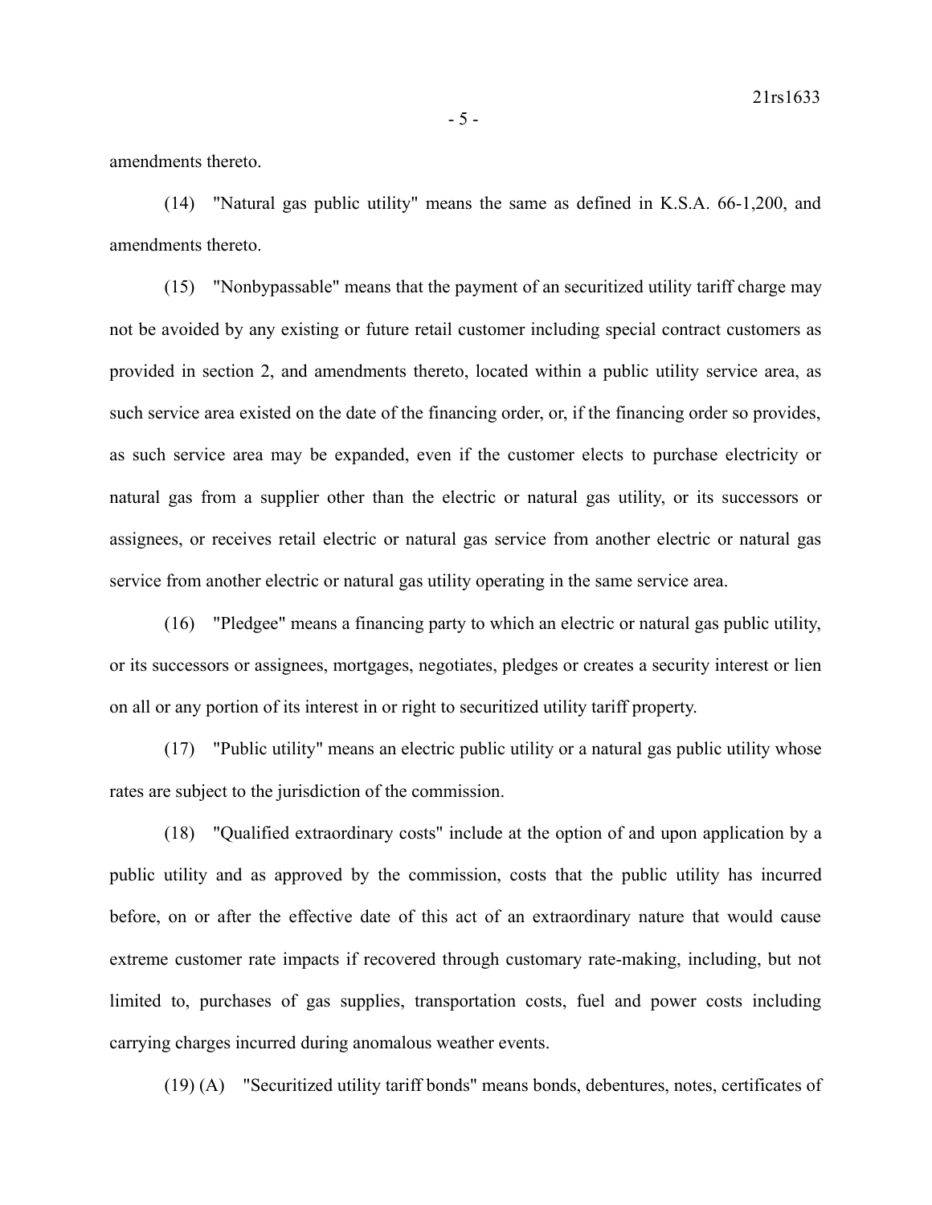amendments thereto.

(14) "Natural gas public utility" means the same as defined in K.S.A. 66-1,200, and amendments thereto.

(15) "Nonbypassable" means that the payment of an securitized utility tariff charge may not be avoided by any existing or future retail customer including special contract customers as provided in section 2, and amendments thereto, located within a public utility service area, as such service area existed on the date of the financing order, or, if the financing order so provides, as such service area may be expanded, even if the customer elects to purchase electricity or natural gas from a supplier other than the electric or natural gas utility, or its successors or assignees, or receives retail electric or natural gas service from another electric or natural gas service from another electric or natural gas utility operating in the same service area.

(16) "Pledgee" means a financing party to which an electric or natural gas public utility, or its successors or assignees, mortgages, negotiates, pledges or creates a security interest or lien on all or any portion of its interest in or right to securitized utility tariff property.

(17) "Public utility" means an electric public utility or a natural gas public utility whose rates are subject to the jurisdiction of the commission.

(18) "Qualified extraordinary costs" include at the option of and upon application by a public utility and as approved by the commission, costs that the public utility has incurred before, on or after the effective date of this act of an extraordinary nature that would cause extreme customer rate impacts if recovered through customary rate-making, including, but not limited to, purchases of gas supplies, transportation costs, fuel and power costs including carrying charges incurred during anomalous weather events.

(19) (A) "Securitized utility tariff bonds" means bonds, debentures, notes, certificates of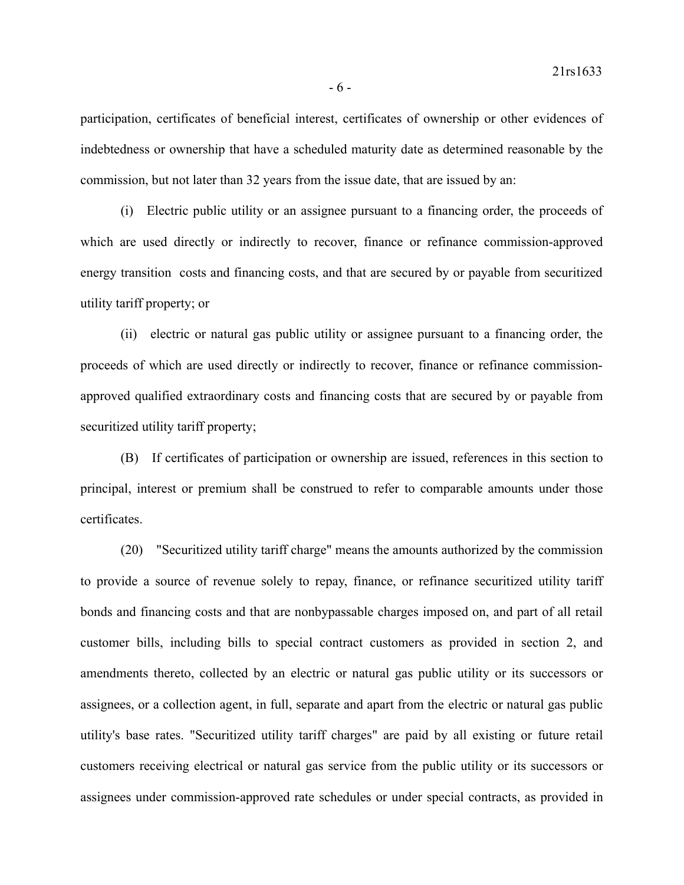participation, certificates of beneficial interest, certificates of ownership or other evidences of indebtedness or ownership that have a scheduled maturity date as determined reasonable by the commission, but not later than 32 years from the issue date, that are issued by an:

(i) Electric public utility or an assignee pursuant to a financing order, the proceeds of which are used directly or indirectly to recover, finance or refinance commission-approved energy transition costs and financing costs, and that are secured by or payable from securitized utility tariff property; or

(ii) electric or natural gas public utility or assignee pursuant to a financing order, the proceeds of which are used directly or indirectly to recover, finance or refinance commission-approved qualified extraordinary costs and financing costs that are secured by or payable from securitized utility tariff property;

(B) If certificates of participation or ownership are issued, references in this section to principal, interest or premium shall be construed to refer to comparable amounts under those certificates.

(20) "Securitized utility tariff charge" means the amounts authorized by the commission to provide a source of revenue solely to repay, finance, or refinance securitized utility tariff bonds and financing costs and that are nonbypassable charges imposed on, and part of all retail customer bills, including bills to special contract customers as provided in section 2, and amendments thereto, collected by an electric or natural gas public utility or its successors or assignees, or a collection agent, in full, separate and apart from the electric or natural gas public utility's base rates. "Securitized utility tariff charges" are paid by all existing or future retail customers receiving electrical or natural gas service from the public utility or its successors or assignees under commission-approved rate schedules or under special contracts, as provided in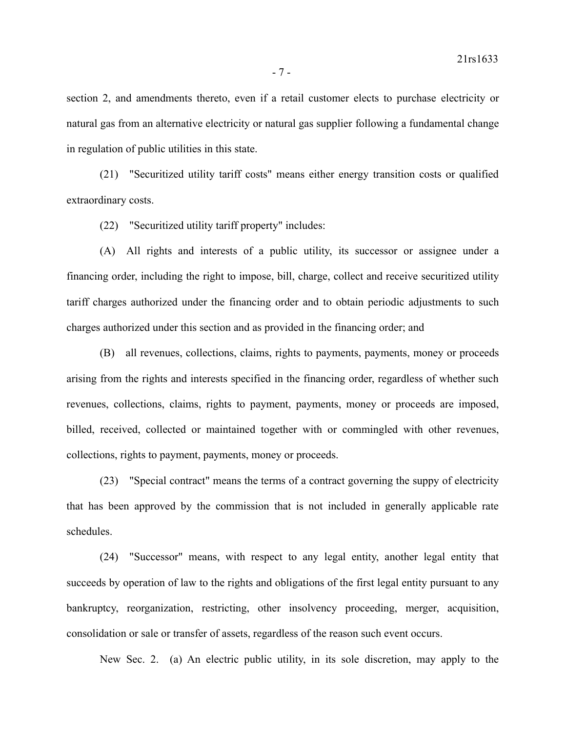section 2, and amendments thereto, even if a retail customer elects to purchase electricity or natural gas from an alternative electricity or natural gas supplier following a fundamental change in regulation of public utilities in this state.

(21) "Securitized utility tariff costs" means either energy transition costs or qualified extraordinary costs.

(22) "Securitized utility tariff property" includes:

(A) All rights and interests of a public utility, its successor or assignee under a financing order, including the right to impose, bill, charge, collect and receive securitized utility tariff charges authorized under the financing order and to obtain periodic adjustments to such charges authorized under this section and as provided in the financing order; and

(B) all revenues, collections, claims, rights to payments, payments, money or proceeds arising from the rights and interests specified in the financing order, regardless of whether such revenues, collections, claims, rights to payment, payments, money or proceeds are imposed, billed, received, collected or maintained together with or commingled with other revenues, collections, rights to payment, payments, money or proceeds.

(23) "Special contract" means the terms of a contract governing the suppy of electricity that has been approved by the commission that is not included in generally applicable rate schedules.

(24) "Successor" means, with respect to any legal entity, another legal entity that succeeds by operation of law to the rights and obligations of the first legal entity pursuant to any bankruptcy, reorganization, restricting, other insolvency proceeding, merger, acquisition, consolidation or sale or transfer of assets, regardless of the reason such event occurs.

New Sec. 2. (a) An electric public utility, in its sole discretion, may apply to the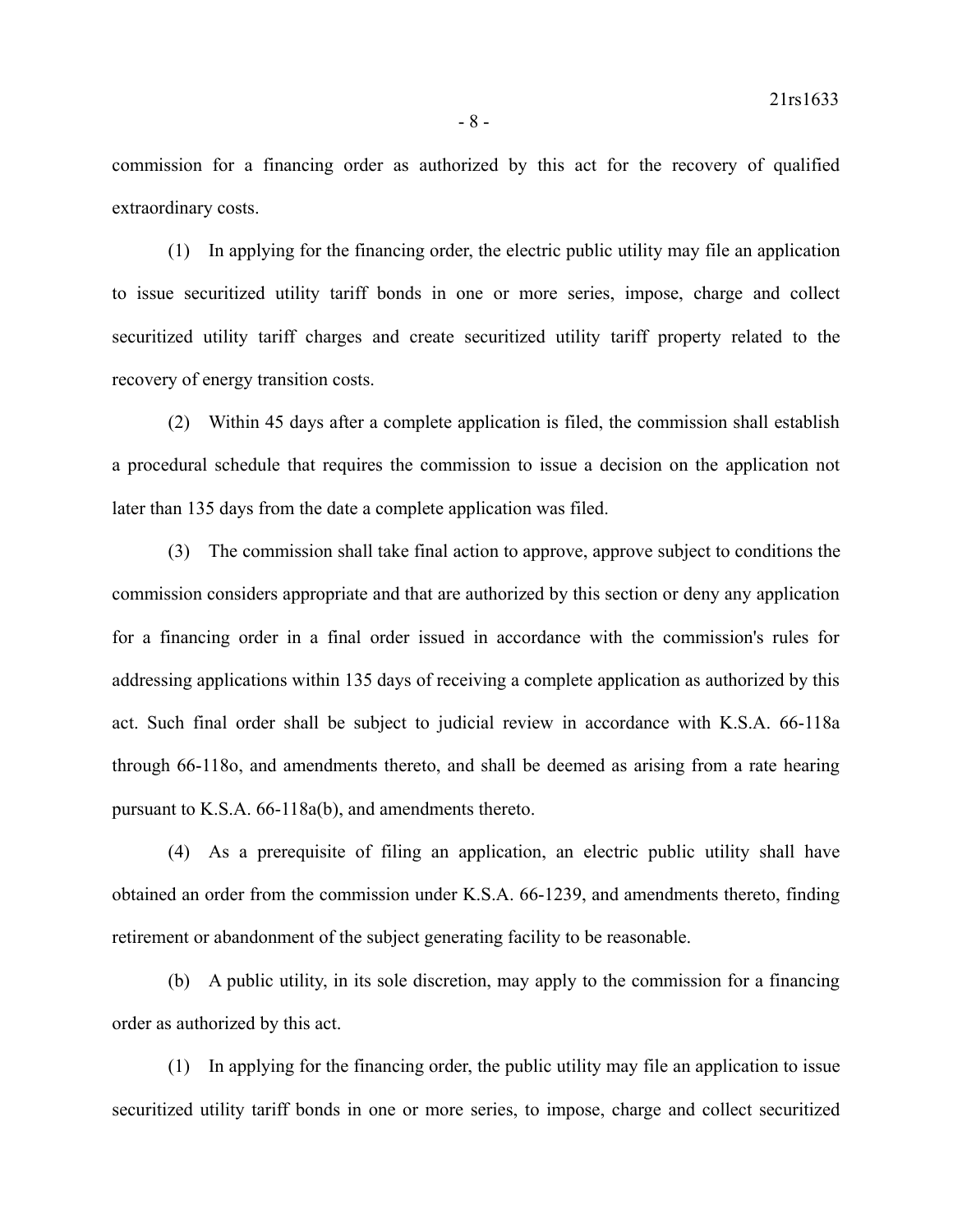commission for a financing order as authorized by this act for the recovery of qualified extraordinary costs.

(1) In applying for the financing order, the electric public utility may file an application to issue securitized utility tariff bonds in one or more series, impose, charge and collect securitized utility tariff charges and create securitized utility tariff property related to the recovery of energy transition costs.

(2) Within 45 days after a complete application is filed, the commission shall establish a procedural schedule that requires the commission to issue a decision on the application not later than 135 days from the date a complete application was filed.

(3) The commission shall take final action to approve, approve subject to conditions the commission considers appropriate and that are authorized by this section or deny any application for a financing order in a final order issued in accordance with the commission's rules for addressing applications within 135 days of receiving a complete application as authorized by this act. Such final order shall be subject to judicial review in accordance with K.S.A. 66-118a through 66-118o, and amendments thereto, and shall be deemed as arising from a rate hearing pursuant to K.S.A. 66-118a(b), and amendments thereto.

(4) As a prerequisite of filing an application, an electric public utility shall have obtained an order from the commission under K.S.A. 66-1239, and amendments thereto, finding retirement or abandonment of the subject generating facility to be reasonable.

(b) A public utility, in its sole discretion, may apply to the commission for a financing order as authorized by this act.

(1) In applying for the financing order, the public utility may file an application to issue securitized utility tariff bonds in one or more series, to impose, charge and collect securitized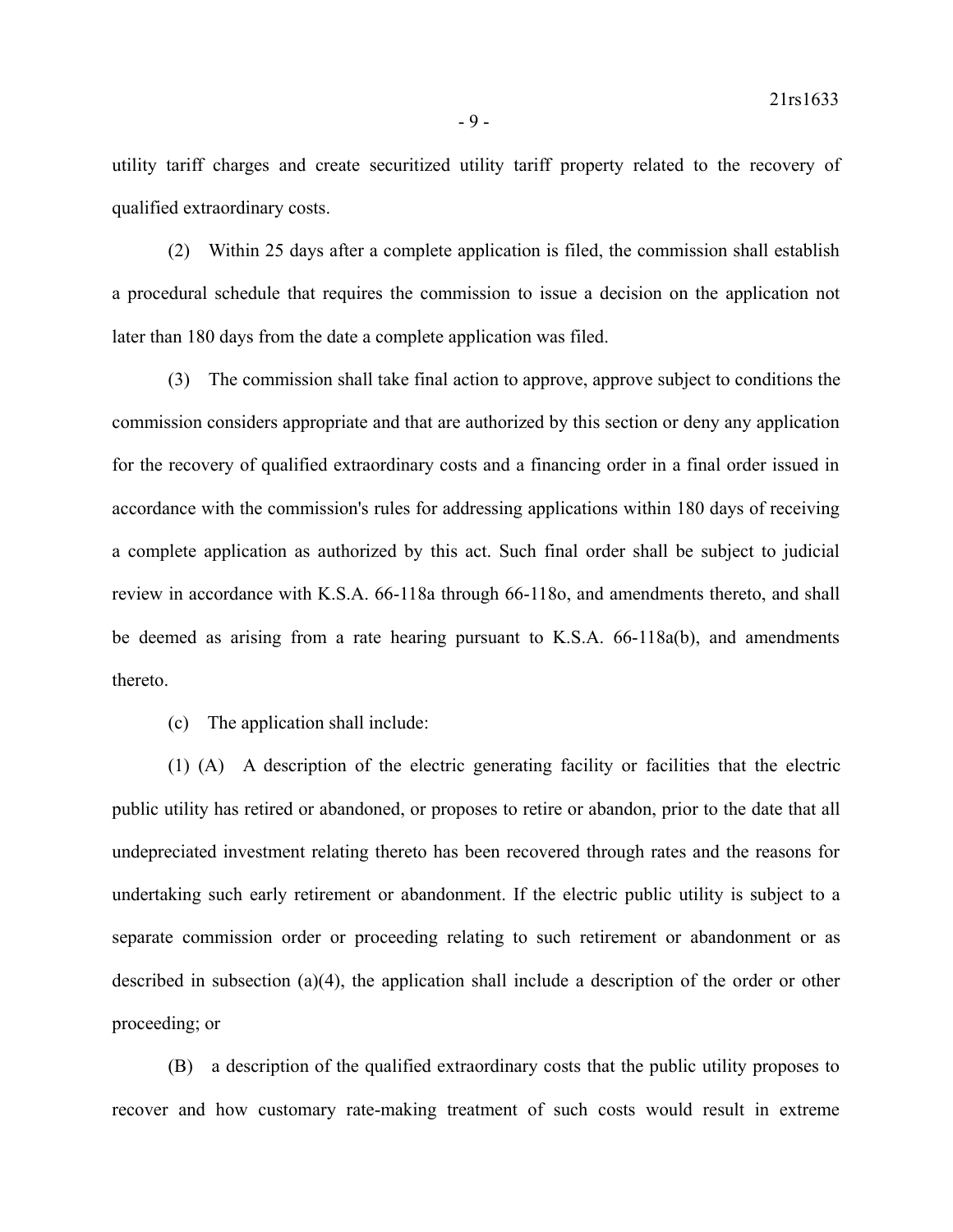utility tariff charges and create securitized utility tariff property related to the recovery of qualified extraordinary costs.

(2) Within 25 days after a complete application is filed, the commission shall establish a procedural schedule that requires the commission to issue a decision on the application not later than 180 days from the date a complete application was filed.

(3) The commission shall take final action to approve, approve subject to conditions the commission considers appropriate and that are authorized by this section or deny any application for the recovery of qualified extraordinary costs and a financing order in a final order issued in accordance with the commission's rules for addressing applications within 180 days of receiving a complete application as authorized by this act. Such final order shall be subject to judicial review in accordance with K.S.A. 66-118a through 66-118o, and amendments thereto, and shall be deemed as arising from a rate hearing pursuant to K.S.A. 66-118a(b), and amendments thereto.

(c) The application shall include:

(1) (A) A description of the electric generating facility or facilities that the electric public utility has retired or abandoned, or proposes to retire or abandon, prior to the date that all undepreciated investment relating thereto has been recovered through rates and the reasons for undertaking such early retirement or abandonment. If the electric public utility is subject to a separate commission order or proceeding relating to such retirement or abandonment or as described in subsection (a)(4), the application shall include a description of the order or other proceeding; or

(B) a description of the qualified extraordinary costs that the public utility proposes to recover and how customary rate-making treatment of such costs would result in extreme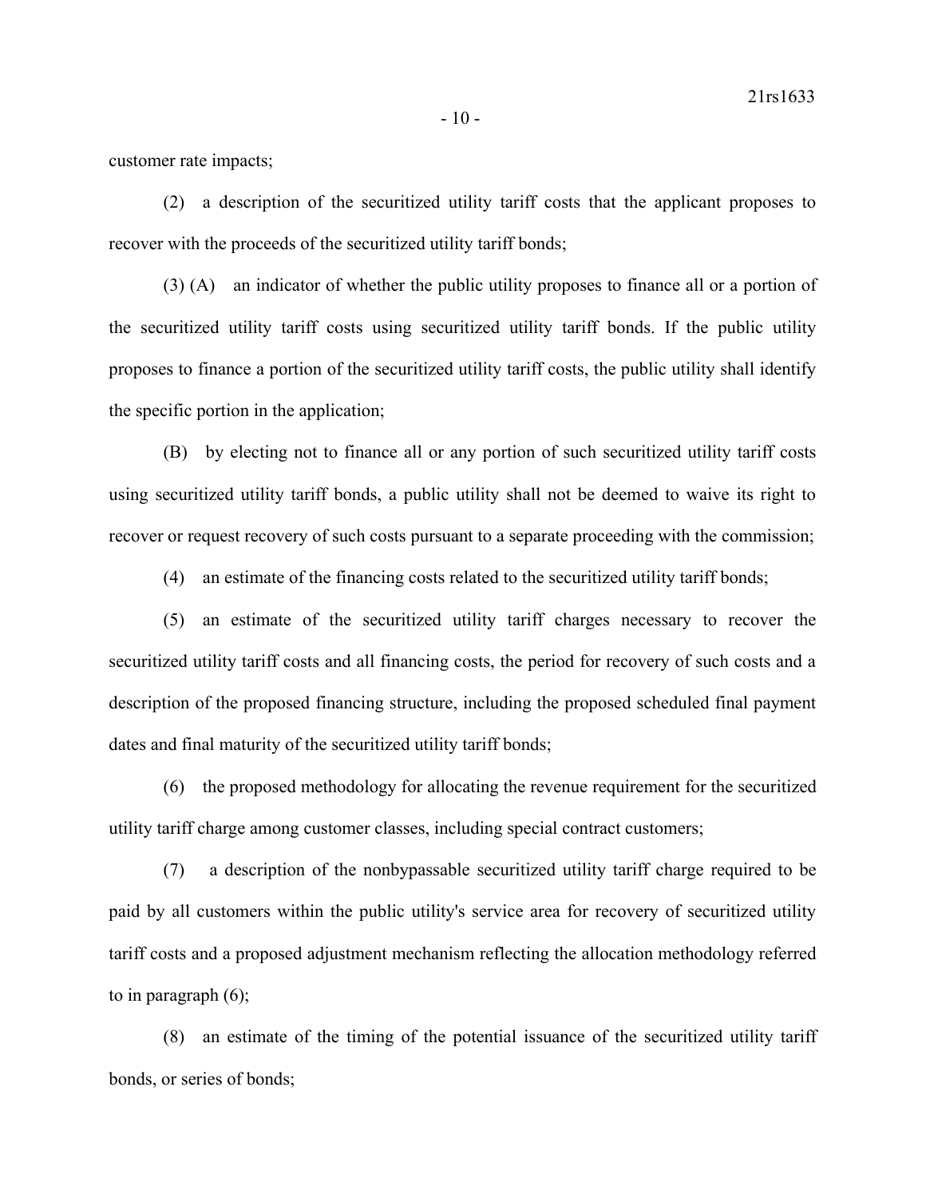customer rate impacts;

(2) a description of the securitized utility tariff costs that the applicant proposes to recover with the proceeds of the securitized utility tariff bonds;

(3) (A) an indicator of whether the public utility proposes to finance all or a portion of the securitized utility tariff costs using securitized utility tariff bonds. If the public utility proposes to finance a portion of the securitized utility tariff costs, the public utility shall identify the specific portion in the application;

(B) by electing not to finance all or any portion of such securitized utility tariff costs using securitized utility tariff bonds, a public utility shall not be deemed to waive its right to recover or request recovery of such costs pursuant to a separate proceeding with the commission;

(4) an estimate of the financing costs related to the securitized utility tariff bonds;

(5) an estimate of the securitized utility tariff charges necessary to recover the securitized utility tariff costs and all financing costs, the period for recovery of such costs and a description of the proposed financing structure, including the proposed scheduled final payment dates and final maturity of the securitized utility tariff bonds;

(6) the proposed methodology for allocating the revenue requirement for the securitized utility tariff charge among customer classes, including special contract customers;

(7) a description of the nonbypassable securitized utility tariff charge required to be paid by all customers within the public utility's service area for recovery of securitized utility tariff costs and a proposed adjustment mechanism reflecting the allocation methodology referred to in paragraph (6);

(8) an estimate of the timing of the potential issuance of the securitized utility tariff bonds, or series of bonds;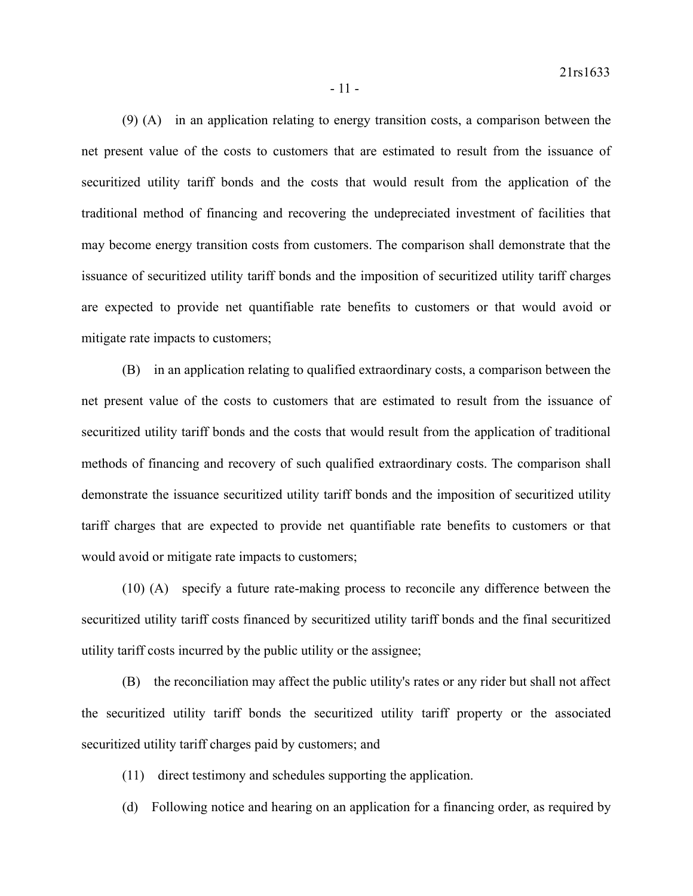(9) (A) in an application relating to energy transition costs, a comparison between the net present value of the costs to customers that are estimated to result from the issuance of securitized utility tariff bonds and the costs that would result from the application of the traditional method of financing and recovering the undepreciated investment of facilities that may become energy transition costs from customers. The comparison shall demonstrate that the issuance of securitized utility tariff bonds and the imposition of securitized utility tariff charges are expected to provide net quantifiable rate benefits to customers or that would avoid or mitigate rate impacts to customers;

(B) in an application relating to qualified extraordinary costs, a comparison between the net present value of the costs to customers that are estimated to result from the issuance of securitized utility tariff bonds and the costs that would result from the application of traditional methods of financing and recovery of such qualified extraordinary costs. The comparison shall demonstrate the issuance securitized utility tariff bonds and the imposition of securitized utility tariff charges that are expected to provide net quantifiable rate benefits to customers or that would avoid or mitigate rate impacts to customers;

(10) (A) specify a future rate-making process to reconcile any difference between the securitized utility tariff costs financed by securitized utility tariff bonds and the final securitized utility tariff costs incurred by the public utility or the assignee;

(B) the reconciliation may affect the public utility's rates or any rider but shall not affect the securitized utility tariff bonds the securitized utility tariff property or the associated securitized utility tariff charges paid by customers; and

(11) direct testimony and schedules supporting the application.

(d) Following notice and hearing on an application for a financing order, as required by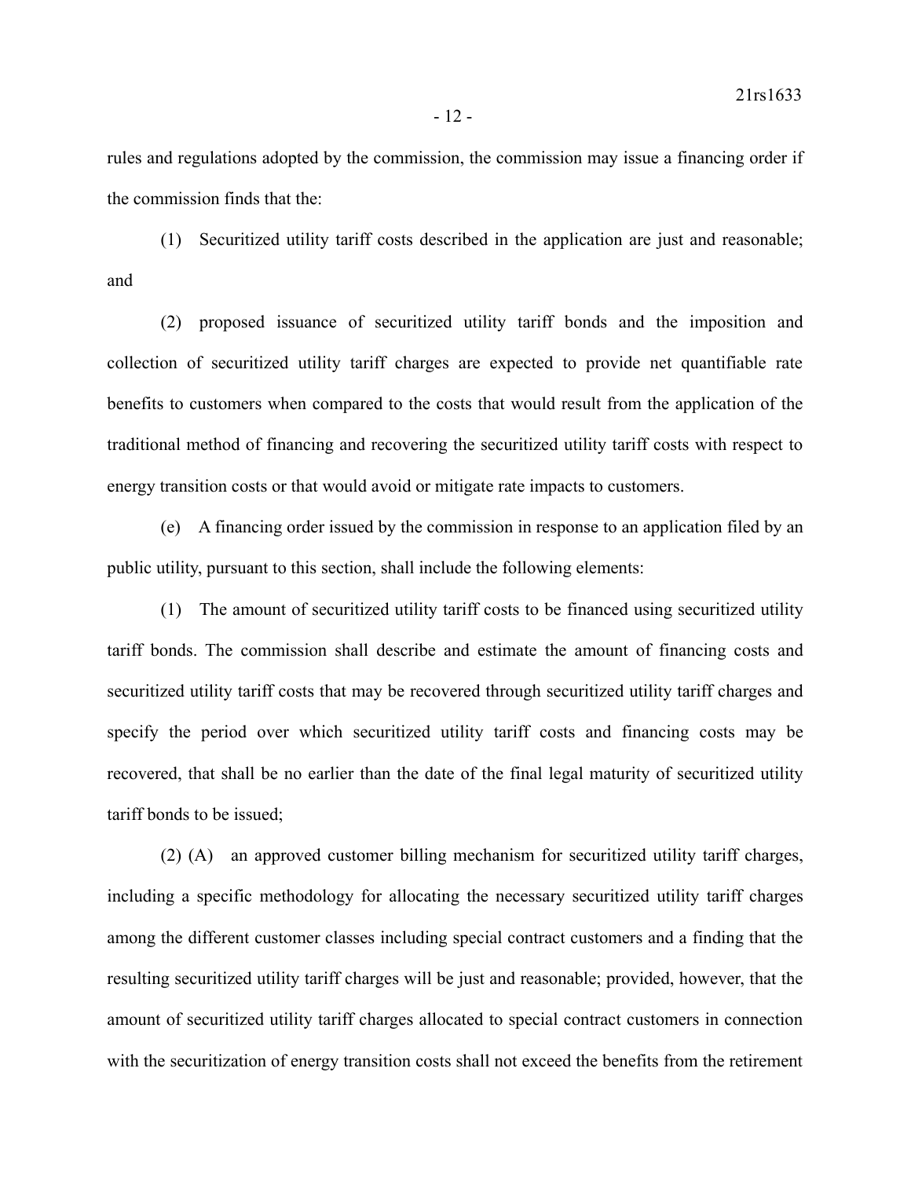rules and regulations adopted by the commission, the commission may issue a financing order if the commission finds that the:

(1) Securitized utility tariff costs described in the application are just and reasonable; and

(2) proposed issuance of securitized utility tariff bonds and the imposition and collection of securitized utility tariff charges are expected to provide net quantifiable rate benefits to customers when compared to the costs that would result from the application of the traditional method of financing and recovering the securitized utility tariff costs with respect to energy transition costs or that would avoid or mitigate rate impacts to customers.

(e) A financing order issued by the commission in response to an application filed by an public utility, pursuant to this section, shall include the following elements:

(1) The amount of securitized utility tariff costs to be financed using securitized utility tariff bonds. The commission shall describe and estimate the amount of financing costs and securitized utility tariff costs that may be recovered through securitized utility tariff charges and specify the period over which securitized utility tariff costs and financing costs may be recovered, that shall be no earlier than the date of the final legal maturity of securitized utility tariff bonds to be issued;

(2) (A) an approved customer billing mechanism for securitized utility tariff charges, including a specific methodology for allocating the necessary securitized utility tariff charges among the different customer classes including special contract customers and a finding that the resulting securitized utility tariff charges will be just and reasonable; provided, however, that the amount of securitized utility tariff charges allocated to special contract customers in connection with the securitization of energy transition costs shall not exceed the benefits from the retirement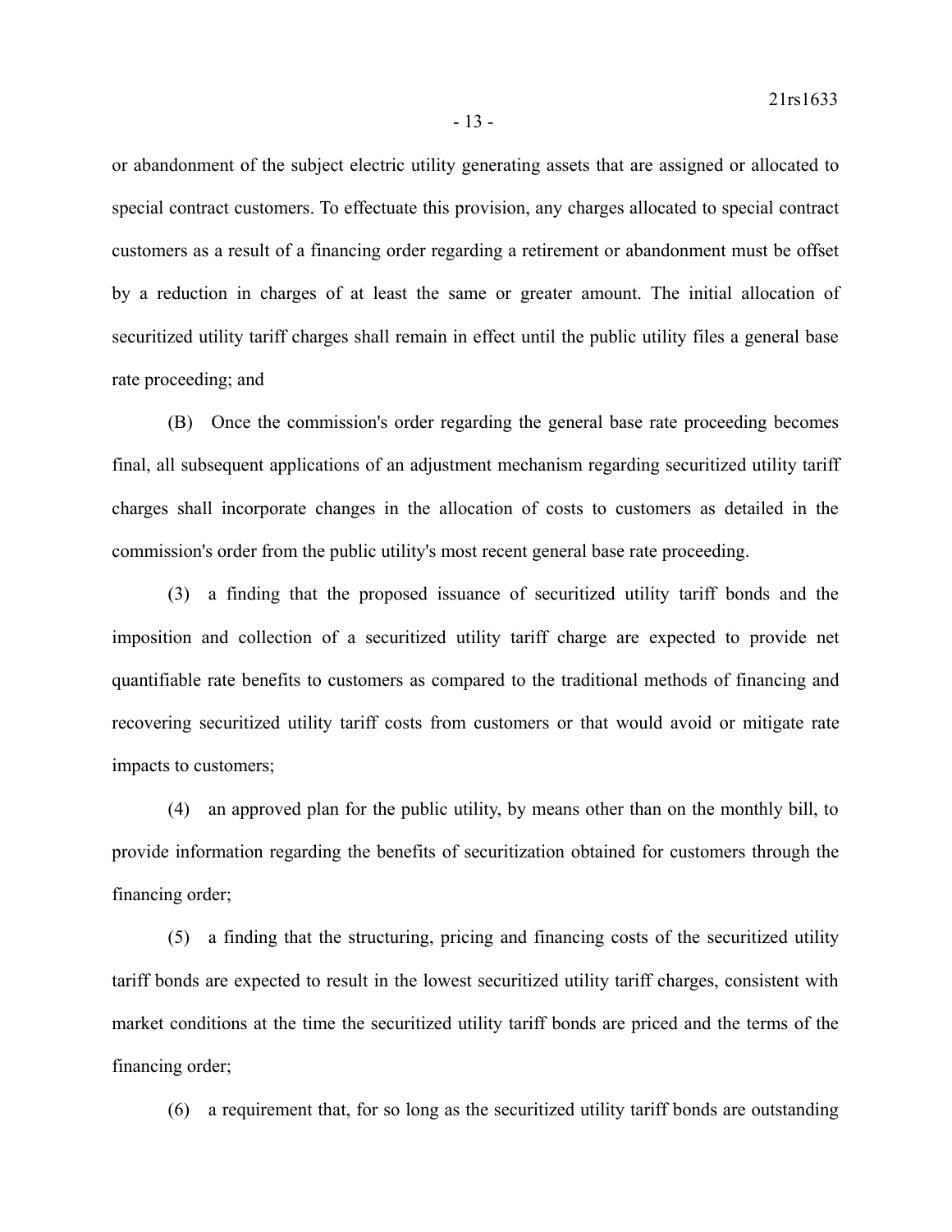or abandonment of the subject electric utility generating assets that are assigned or allocated to special contract customers. To effectuate this provision, any charges allocated to special contract customers as a result of a financing order regarding a retirement or abandonment must be offset by a reduction in charges of at least the same or greater amount. The initial allocation of securitized utility tariff charges shall remain in effect until the public utility files a general base rate proceeding; and

(B) Once the commission's order regarding the general base rate proceeding becomes final, all subsequent applications of an adjustment mechanism regarding securitized utility tariff charges shall incorporate changes in the allocation of costs to customers as detailed in the commission's order from the public utility's most recent general base rate proceeding.

(3) a finding that the proposed issuance of securitized utility tariff bonds and the imposition and collection of a securitized utility tariff charge are expected to provide net quantifiable rate benefits to customers as compared to the traditional methods of financing and recovering securitized utility tariff costs from customers or that would avoid or mitigate rate impacts to customers;

(4) an approved plan for the public utility, by means other than on the monthly bill, to provide information regarding the benefits of securitization obtained for customers through the financing order;

(5) a finding that the structuring, pricing and financing costs of the securitized utility tariff bonds are expected to result in the lowest securitized utility tariff charges, consistent with market conditions at the time the securitized utility tariff bonds are priced and the terms of the financing order;

(6) a requirement that, for so long as the securitized utility tariff bonds are outstanding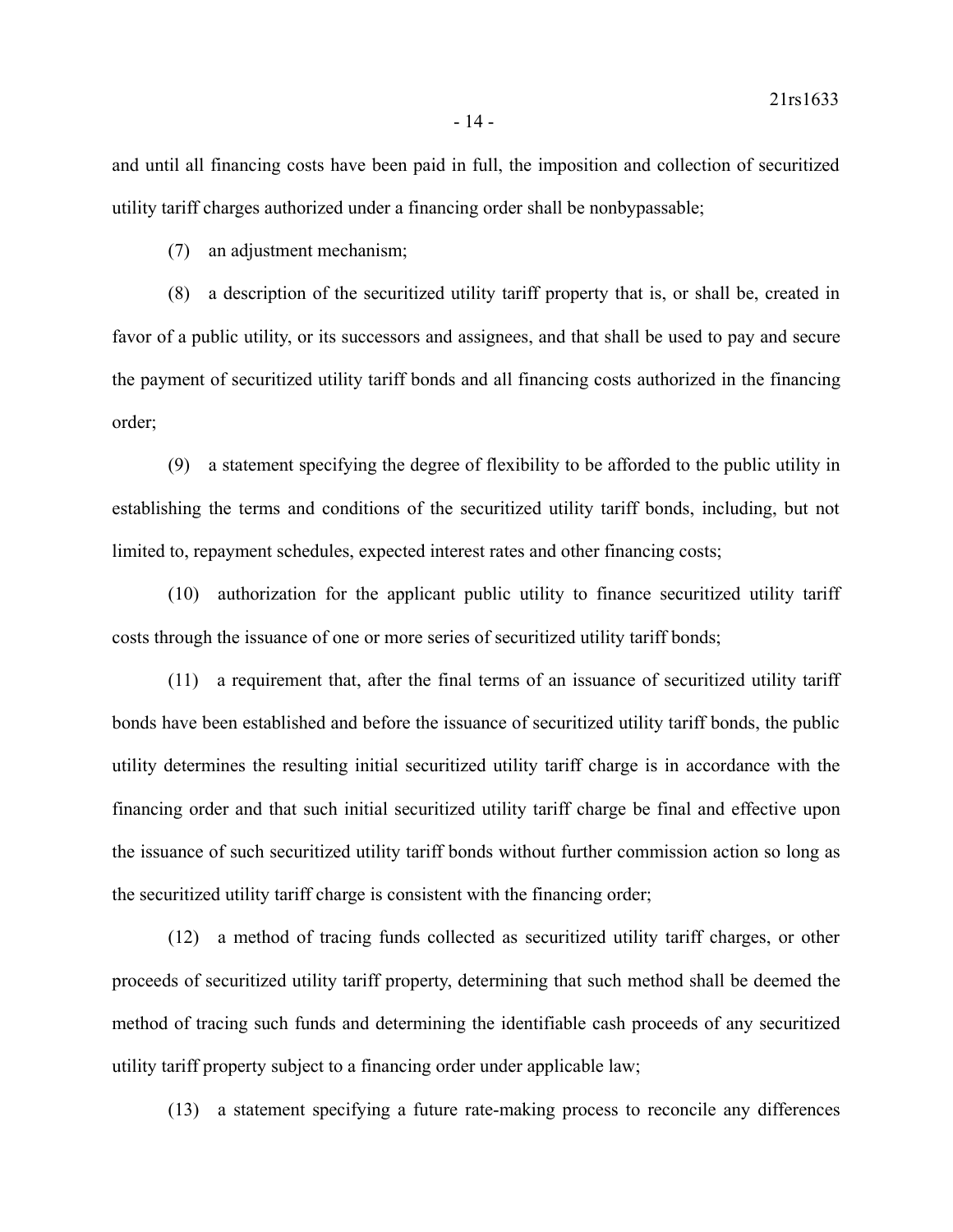and until all financing costs have been paid in full, the imposition and collection of securitized utility tariff charges authorized under a financing order shall be nonbypassable;

(7) an adjustment mechanism;

(8) a description of the securitized utility tariff property that is, or shall be, created in favor of a public utility, or its successors and assignees, and that shall be used to pay and secure the payment of securitized utility tariff bonds and all financing costs authorized in the financing order;

(9) a statement specifying the degree of flexibility to be afforded to the public utility in establishing the terms and conditions of the securitized utility tariff bonds, including, but not limited to, repayment schedules, expected interest rates and other financing costs;

(10) authorization for the applicant public utility to finance securitized utility tariff costs through the issuance of one or more series of securitized utility tariff bonds;

(11) a requirement that, after the final terms of an issuance of securitized utility tariff bonds have been established and before the issuance of securitized utility tariff bonds, the public utility determines the resulting initial securitized utility tariff charge is in accordance with the financing order and that such initial securitized utility tariff charge be final and effective upon the issuance of such securitized utility tariff bonds without further commission action so long as the securitized utility tariff charge is consistent with the financing order;

(12) a method of tracing funds collected as securitized utility tariff charges, or other proceeds of securitized utility tariff property, determining that such method shall be deemed the method of tracing such funds and determining the identifiable cash proceeds of any securitized utility tariff property subject to a financing order under applicable law;

(13) a statement specifying a future rate-making process to reconcile any differences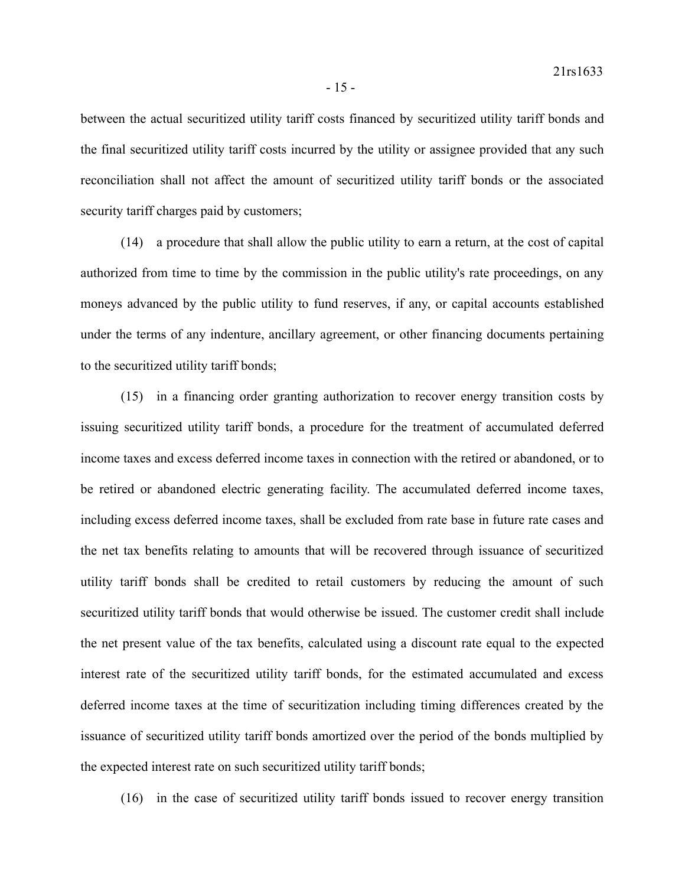between the actual securitized utility tariff costs financed by securitized utility tariff bonds and the final securitized utility tariff costs incurred by the utility or assignee provided that any such reconciliation shall not affect the amount of securitized utility tariff bonds or the associated security tariff charges paid by customers;

(14) a procedure that shall allow the public utility to earn a return, at the cost of capital authorized from time to time by the commission in the public utility's rate proceedings, on any moneys advanced by the public utility to fund reserves, if any, or capital accounts established under the terms of any indenture, ancillary agreement, or other financing documents pertaining to the securitized utility tariff bonds;

(15) in a financing order granting authorization to recover energy transition costs by issuing securitized utility tariff bonds, a procedure for the treatment of accumulated deferred income taxes and excess deferred income taxes in connection with the retired or abandoned, or to be retired or abandoned electric generating facility. The accumulated deferred income taxes, including excess deferred income taxes, shall be excluded from rate base in future rate cases and the net tax benefits relating to amounts that will be recovered through issuance of securitized utility tariff bonds shall be credited to retail customers by reducing the amount of such securitized utility tariff bonds that would otherwise be issued. The customer credit shall include the net present value of the tax benefits, calculated using a discount rate equal to the expected interest rate of the securitized utility tariff bonds, for the estimated accumulated and excess deferred income taxes at the time of securitization including timing differences created by the issuance of securitized utility tariff bonds amortized over the period of the bonds multiplied by the expected interest rate on such securitized utility tariff bonds;

(16) in the case of securitized utility tariff bonds issued to recover energy transition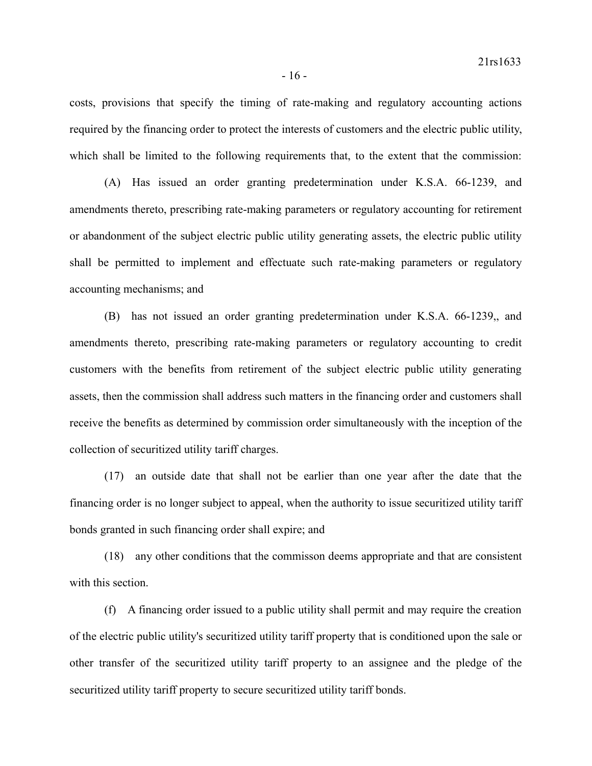costs, provisions that specify the timing of rate-making and regulatory accounting actions required by the financing order to protect the interests of customers and the electric public utility, which shall be limited to the following requirements that, to the extent that the commission:

(A) Has issued an order granting predetermination under K.S.A. 66-1239, and amendments thereto, prescribing rate-making parameters or regulatory accounting for retirement or abandonment of the subject electric public utility generating assets, the electric public utility shall be permitted to implement and effectuate such rate-making parameters or regulatory accounting mechanisms; and

(B) has not issued an order granting predetermination under K.S.A. 66-1239,, and amendments thereto, prescribing rate-making parameters or regulatory accounting to credit customers with the benefits from retirement of the subject electric public utility generating assets, then the commission shall address such matters in the financing order and customers shall receive the benefits as determined by commission order simultaneously with the inception of the collection of securitized utility tariff charges.

(17) an outside date that shall not be earlier than one year after the date that the financing order is no longer subject to appeal, when the authority to issue securitized utility tariff bonds granted in such financing order shall expire; and

(18) any other conditions that the commisson deems appropriate and that are consistent with this section.

(f) A financing order issued to a public utility shall permit and may require the creation of the electric public utility's securitized utility tariff property that is conditioned upon the sale or other transfer of the securitized utility tariff property to an assignee and the pledge of the securitized utility tariff property to secure securitized utility tariff bonds.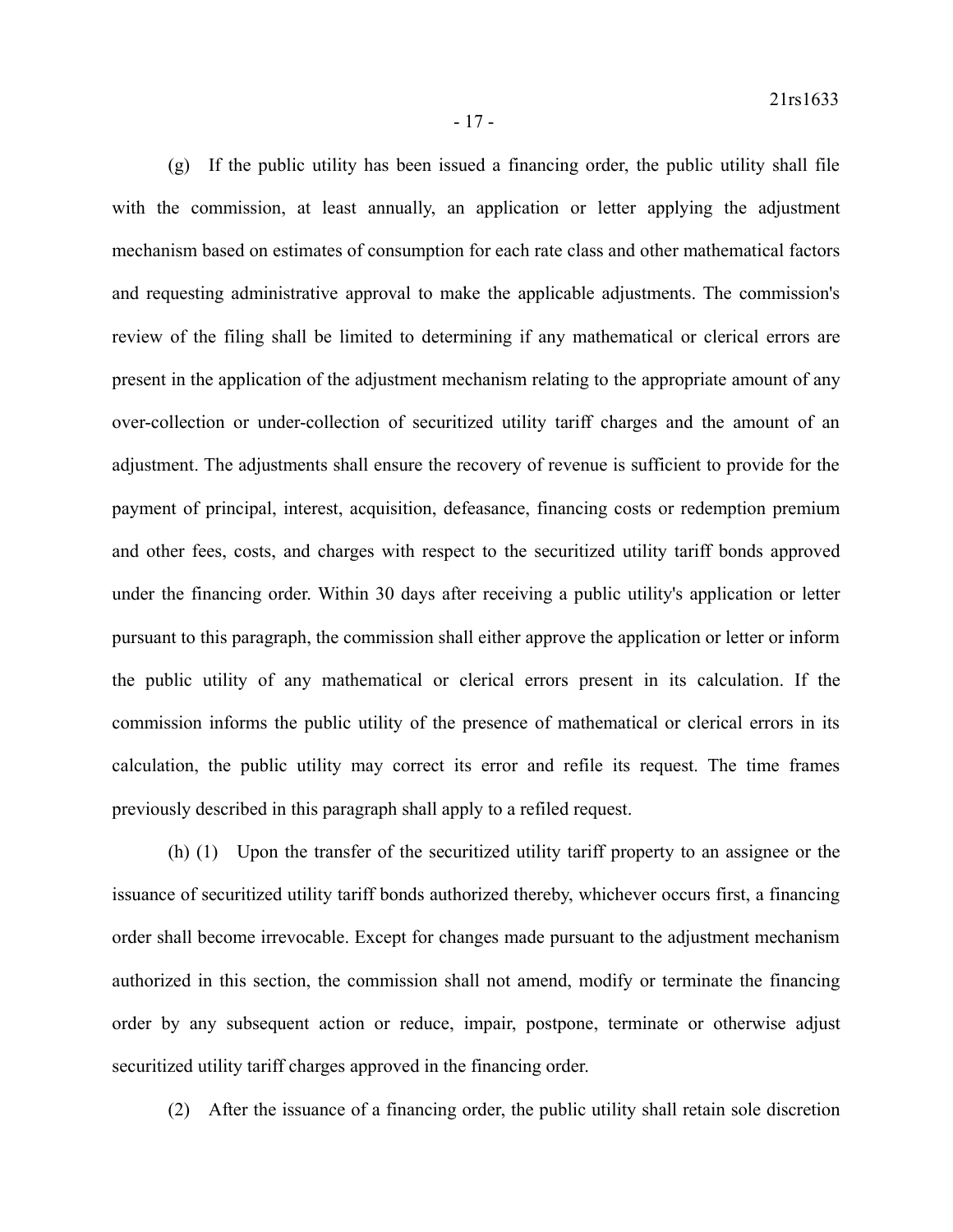(g) If the public utility has been issued a financing order, the public utility shall file with the commission, at least annually, an application or letter applying the adjustment mechanism based on estimates of consumption for each rate class and other mathematical factors and requesting administrative approval to make the applicable adjustments. The commission's review of the filing shall be limited to determining if any mathematical or clerical errors are present in the application of the adjustment mechanism relating to the appropriate amount of any over-collection or under-collection of securitized utility tariff charges and the amount of an adjustment. The adjustments shall ensure the recovery of revenue is sufficient to provide for the payment of principal, interest, acquisition, defeasance, financing costs or redemption premium and other fees, costs, and charges with respect to the securitized utility tariff bonds approved under the financing order. Within 30 days after receiving a public utility's application or letter pursuant to this paragraph, the commission shall either approve the application or letter or inform the public utility of any mathematical or clerical errors present in its calculation. If the commission informs the public utility of the presence of mathematical or clerical errors in its calculation, the public utility may correct its error and refile its request. The time frames previously described in this paragraph shall apply to a refiled request.

(h) (1) Upon the transfer of the securitized utility tariff property to an assignee or the issuance of securitized utility tariff bonds authorized thereby, whichever occurs first, a financing order shall become irrevocable. Except for changes made pursuant to the adjustment mechanism authorized in this section, the commission shall not amend, modify or terminate the financing order by any subsequent action or reduce, impair, postpone, terminate or otherwise adjust securitized utility tariff charges approved in the financing order.

(2) After the issuance of a financing order, the public utility shall retain sole discretion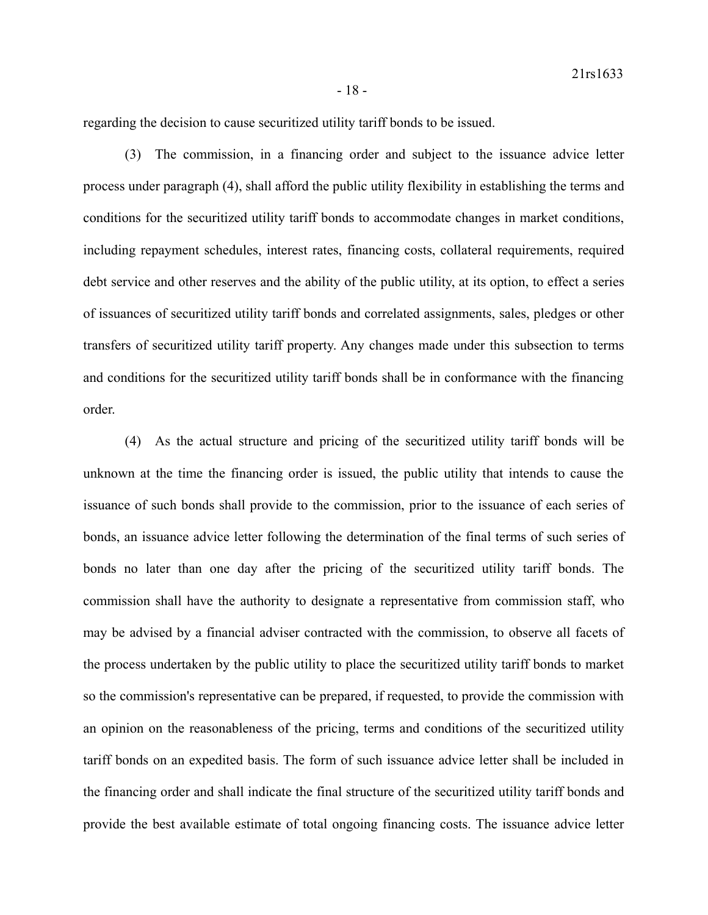regarding the decision to cause securitized utility tariff bonds to be issued.

(3) The commission, in a financing order and subject to the issuance advice letter process under paragraph (4), shall afford the public utility flexibility in establishing the terms and conditions for the securitized utility tariff bonds to accommodate changes in market conditions, including repayment schedules, interest rates, financing costs, collateral requirements, required debt service and other reserves and the ability of the public utility, at its option, to effect a series of issuances of securitized utility tariff bonds and correlated assignments, sales, pledges or other transfers of securitized utility tariff property. Any changes made under this subsection to terms and conditions for the securitized utility tariff bonds shall be in conformance with the financing order.

(4) As the actual structure and pricing of the securitized utility tariff bonds will be unknown at the time the financing order is issued, the public utility that intends to cause the issuance of such bonds shall provide to the commission, prior to the issuance of each series of bonds, an issuance advice letter following the determination of the final terms of such series of bonds no later than one day after the pricing of the securitized utility tariff bonds. The commission shall have the authority to designate a representative from commission staff, who may be advised by a financial adviser contracted with the commission, to observe all facets of the process undertaken by the public utility to place the securitized utility tariff bonds to market so the commission's representative can be prepared, if requested, to provide the commission with an opinion on the reasonableness of the pricing, terms and conditions of the securitized utility tariff bonds on an expedited basis. The form of such issuance advice letter shall be included in the financing order and shall indicate the final structure of the securitized utility tariff bonds and provide the best available estimate of total ongoing financing costs. The issuance advice letter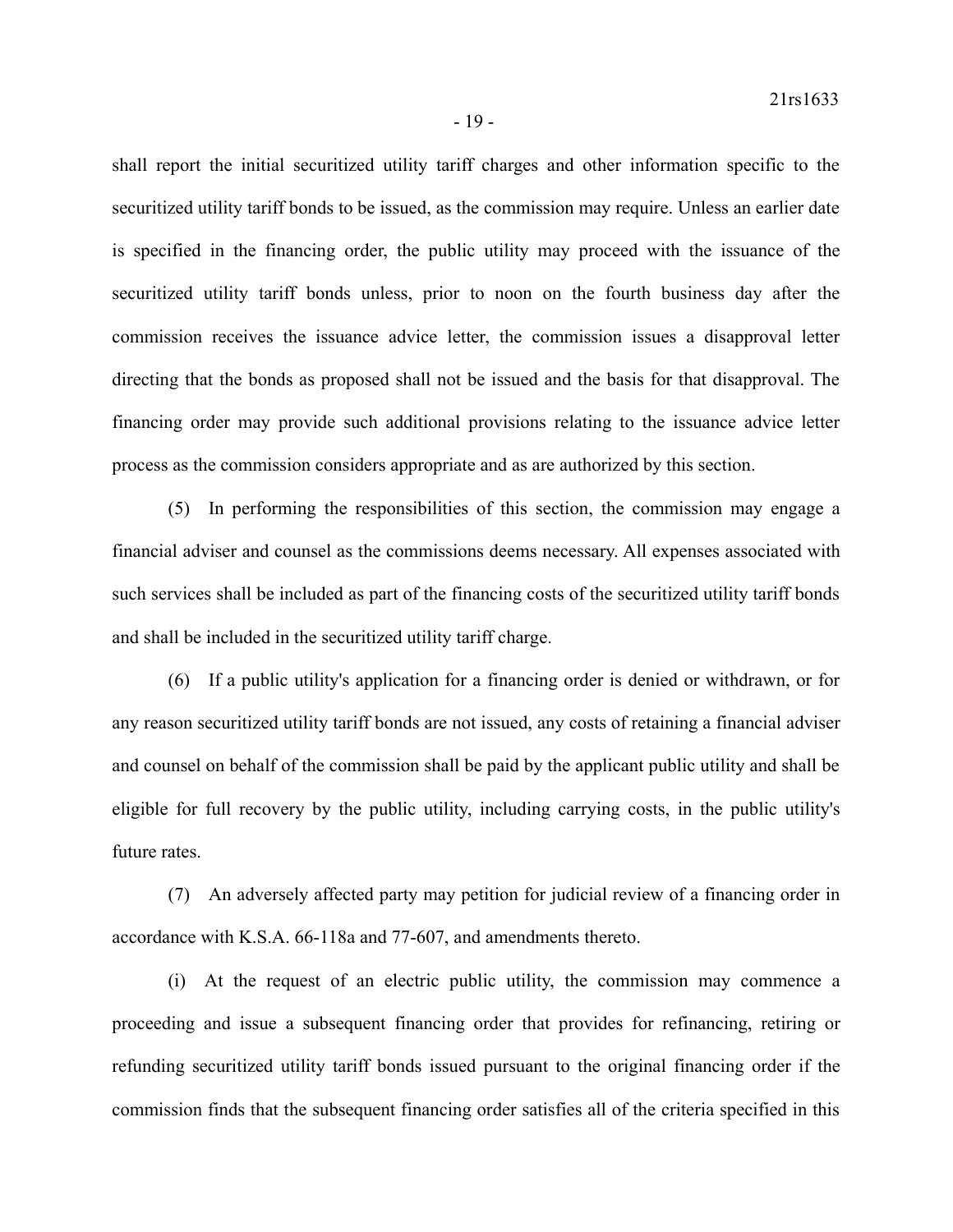shall report the initial securitized utility tariff charges and other information specific to the securitized utility tariff bonds to be issued, as the commission may require. Unless an earlier date is specified in the financing order, the public utility may proceed with the issuance of the securitized utility tariff bonds unless, prior to noon on the fourth business day after the commission receives the issuance advice letter, the commission issues a disapproval letter directing that the bonds as proposed shall not be issued and the basis for that disapproval. The financing order may provide such additional provisions relating to the issuance advice letter process as the commission considers appropriate and as are authorized by this section.

(5) In performing the responsibilities of this section, the commission may engage a financial adviser and counsel as the commissions deems necessary. All expenses associated with such services shall be included as part of the financing costs of the securitized utility tariff bonds and shall be included in the securitized utility tariff charge.

(6) If a public utility's application for a financing order is denied or withdrawn, or for any reason securitized utility tariff bonds are not issued, any costs of retaining a financial adviser and counsel on behalf of the commission shall be paid by the applicant public utility and shall be eligible for full recovery by the public utility, including carrying costs, in the public utility's future rates.

(7) An adversely affected party may petition for judicial review of a financing order in accordance with K.S.A. 66-118a and 77-607, and amendments thereto.

(i) At the request of an electric public utility, the commission may commence a proceeding and issue a subsequent financing order that provides for refinancing, retiring or refunding securitized utility tariff bonds issued pursuant to the original financing order if the commission finds that the subsequent financing order satisfies all of the criteria specified in this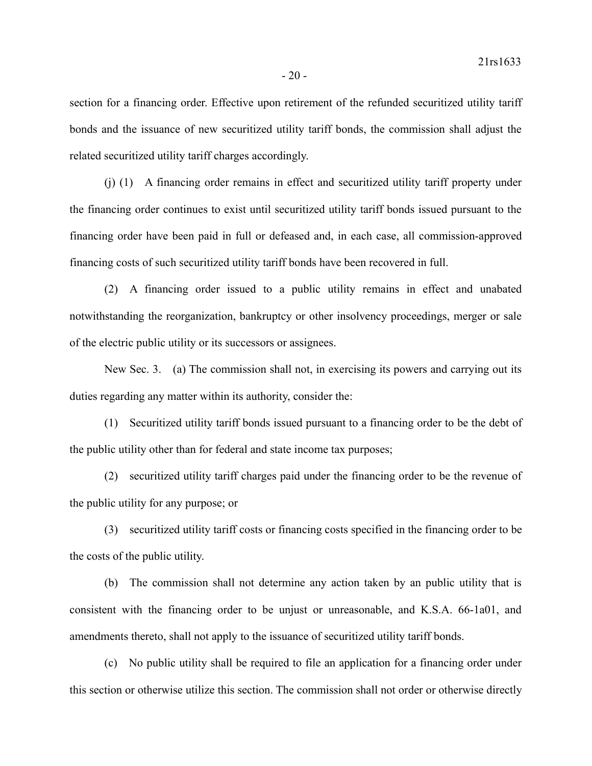section for a financing order. Effective upon retirement of the refunded securitized utility tariff bonds and the issuance of new securitized utility tariff bonds, the commission shall adjust the related securitized utility tariff charges accordingly.

(j) (1) A financing order remains in effect and securitized utility tariff property under the financing order continues to exist until securitized utility tariff bonds issued pursuant to the financing order have been paid in full or defeased and, in each case, all commission-approved financing costs of such securitized utility tariff bonds have been recovered in full.

(2) A financing order issued to a public utility remains in effect and unabated notwithstanding the reorganization, bankruptcy or other insolvency proceedings, merger or sale of the electric public utility or its successors or assignees.

New Sec. 3. (a) The commission shall not, in exercising its powers and carrying out its duties regarding any matter within its authority, consider the:

(1) Securitized utility tariff bonds issued pursuant to a financing order to be the debt of the public utility other than for federal and state income tax purposes;

(2) securitized utility tariff charges paid under the financing order to be the revenue of the public utility for any purpose; or

(3) securitized utility tariff costs or financing costs specified in the financing order to be the costs of the public utility.

(b) The commission shall not determine any action taken by an public utility that is consistent with the financing order to be unjust or unreasonable, and K.S.A. 66-1a01, and amendments thereto, shall not apply to the issuance of securitized utility tariff bonds.

(c) No public utility shall be required to file an application for a financing order under this section or otherwise utilize this section. The commission shall not order or otherwise directly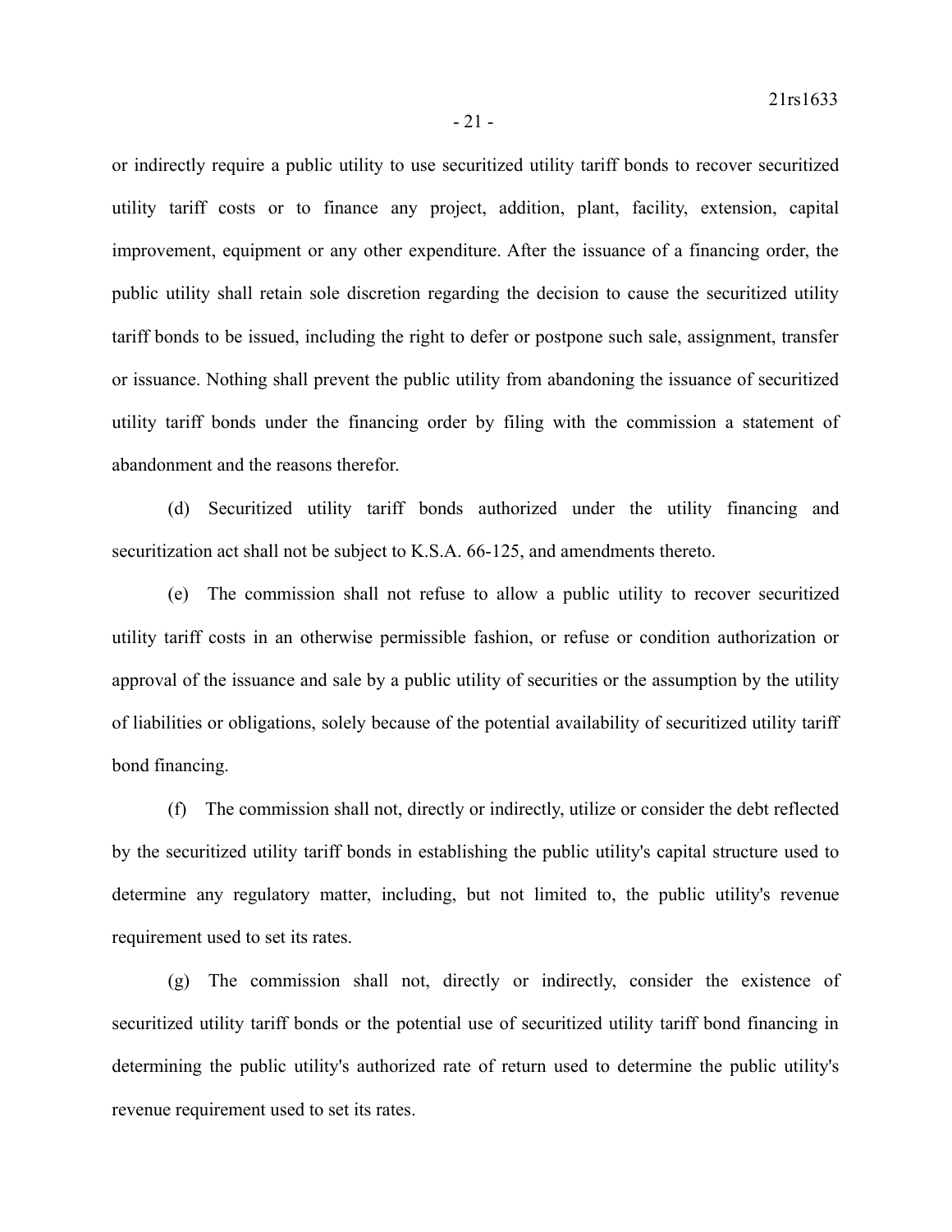or indirectly require a public utility to use securitized utility tariff bonds to recover securitized utility tariff costs or to finance any project, addition, plant, facility, extension, capital improvement, equipment or any other expenditure. After the issuance of a financing order, the public utility shall retain sole discretion regarding the decision to cause the securitized utility tariff bonds to be issued, including the right to defer or postpone such sale, assignment, transfer or issuance. Nothing shall prevent the public utility from abandoning the issuance of securitized utility tariff bonds under the financing order by filing with the commission a statement of abandonment and the reasons therefor.

(d) Securitized utility tariff bonds authorized under the utility financing and securitization act shall not be subject to K.S.A. 66-125, and amendments thereto.

(e) The commission shall not refuse to allow a public utility to recover securitized utility tariff costs in an otherwise permissible fashion, or refuse or condition authorization or approval of the issuance and sale by a public utility of securities or the assumption by the utility of liabilities or obligations, solely because of the potential availability of securitized utility tariff bond financing.

(f) The commission shall not, directly or indirectly, utilize or consider the debt reflected by the securitized utility tariff bonds in establishing the public utility's capital structure used to determine any regulatory matter, including, but not limited to, the public utility's revenue requirement used to set its rates.

(g) The commission shall not, directly or indirectly, consider the existence of securitized utility tariff bonds or the potential use of securitized utility tariff bond financing in determining the public utility's authorized rate of return used to determine the public utility's revenue requirement used to set its rates.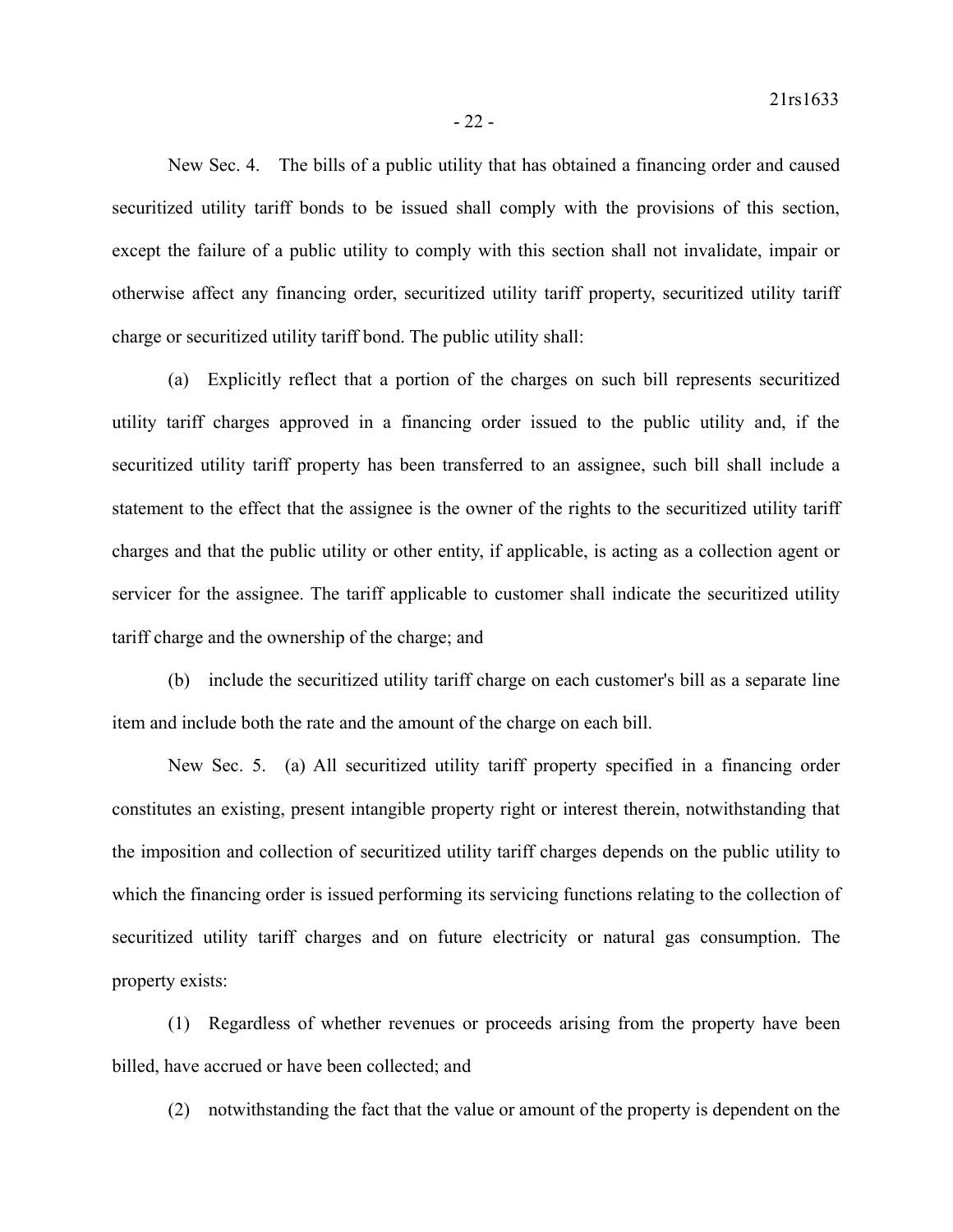New Sec. 4. The bills of a public utility that has obtained a financing order and caused securitized utility tariff bonds to be issued shall comply with the provisions of this section, except the failure of a public utility to comply with this section shall not invalidate, impair or otherwise affect any financing order, securitized utility tariff property, securitized utility tariff charge or securitized utility tariff bond. The public utility shall:

(a) Explicitly reflect that a portion of the charges on such bill represents securitized utility tariff charges approved in a financing order issued to the public utility and, if the securitized utility tariff property has been transferred to an assignee, such bill shall include a statement to the effect that the assignee is the owner of the rights to the securitized utility tariff charges and that the public utility or other entity, if applicable, is acting as a collection agent or servicer for the assignee. The tariff applicable to customer shall indicate the securitized utility tariff charge and the ownership of the charge; and

(b) include the securitized utility tariff charge on each customer's bill as a separate line item and include both the rate and the amount of the charge on each bill.

New Sec. 5. (a) All securitized utility tariff property specified in a financing order constitutes an existing, present intangible property right or interest therein, notwithstanding that the imposition and collection of securitized utility tariff charges depends on the public utility to which the financing order is issued performing its servicing functions relating to the collection of securitized utility tariff charges and on future electricity or natural gas consumption. The property exists:

(1) Regardless of whether revenues or proceeds arising from the property have been billed, have accrued or have been collected; and

(2) notwithstanding the fact that the value or amount of the property is dependent on the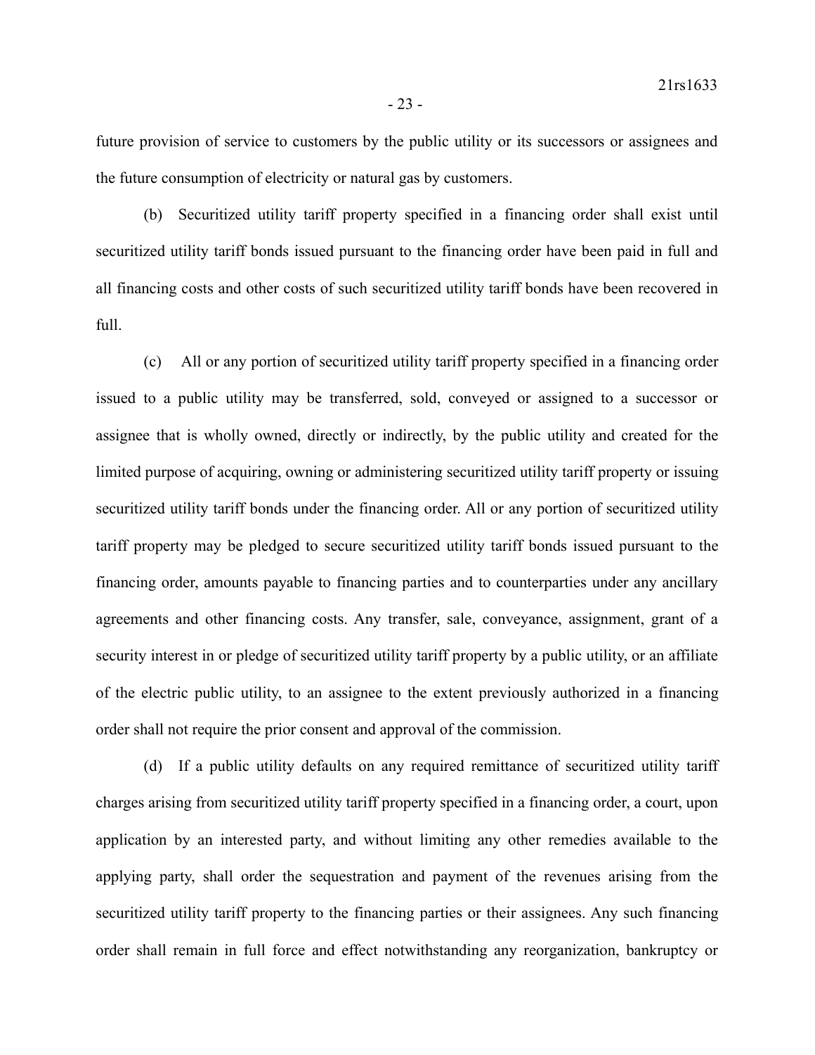future provision of service to customers by the public utility or its successors or assignees and the future consumption of electricity or natural gas by customers.

(b) Securitized utility tariff property specified in a financing order shall exist until securitized utility tariff bonds issued pursuant to the financing order have been paid in full and all financing costs and other costs of such securitized utility tariff bonds have been recovered in full.

(c) All or any portion of securitized utility tariff property specified in a financing order issued to a public utility may be transferred, sold, conveyed or assigned to a successor or assignee that is wholly owned, directly or indirectly, by the public utility and created for the limited purpose of acquiring, owning or administering securitized utility tariff property or issuing securitized utility tariff bonds under the financing order. All or any portion of securitized utility tariff property may be pledged to secure securitized utility tariff bonds issued pursuant to the financing order, amounts payable to financing parties and to counterparties under any ancillary agreements and other financing costs. Any transfer, sale, conveyance, assignment, grant of a security interest in or pledge of securitized utility tariff property by a public utility, or an affiliate of the electric public utility, to an assignee to the extent previously authorized in a financing order shall not require the prior consent and approval of the commission.

(d) If a public utility defaults on any required remittance of securitized utility tariff charges arising from securitized utility tariff property specified in a financing order, a court, upon application by an interested party, and without limiting any other remedies available to the applying party, shall order the sequestration and payment of the revenues arising from the securitized utility tariff property to the financing parties or their assignees. Any such financing order shall remain in full force and effect notwithstanding any reorganization, bankruptcy or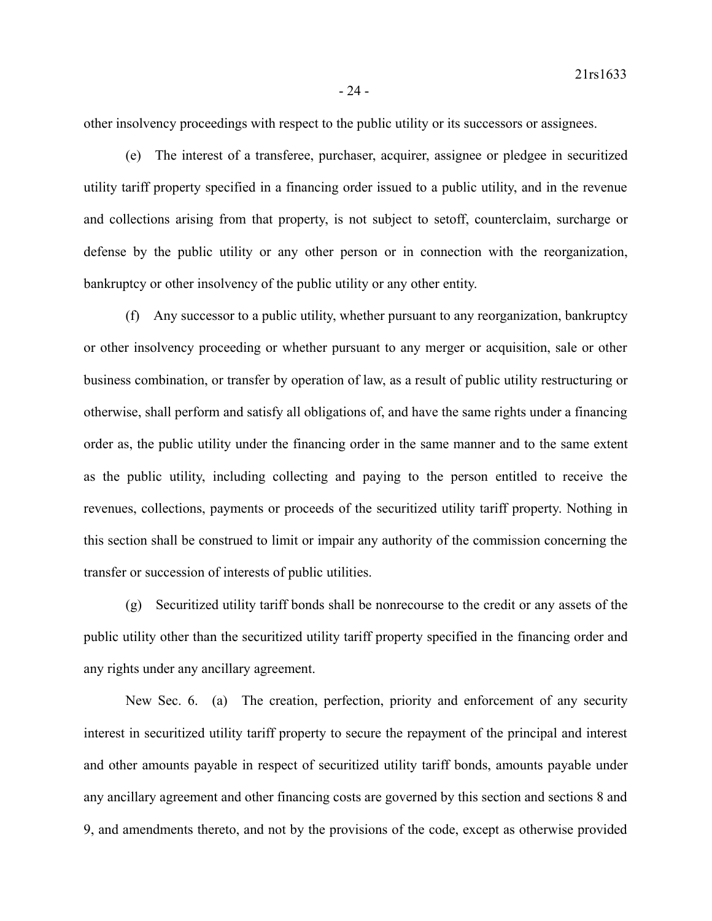other insolvency proceedings with respect to the public utility or its successors or assignees.

(e) The interest of a transferee, purchaser, acquirer, assignee or pledgee in securitized utility tariff property specified in a financing order issued to a public utility, and in the revenue and collections arising from that property, is not subject to setoff, counterclaim, surcharge or defense by the public utility or any other person or in connection with the reorganization, bankruptcy or other insolvency of the public utility or any other entity.

(f) Any successor to a public utility, whether pursuant to any reorganization, bankruptcy or other insolvency proceeding or whether pursuant to any merger or acquisition, sale or other business combination, or transfer by operation of law, as a result of public utility restructuring or otherwise, shall perform and satisfy all obligations of, and have the same rights under a financing order as, the public utility under the financing order in the same manner and to the same extent as the public utility, including collecting and paying to the person entitled to receive the revenues, collections, payments or proceeds of the securitized utility tariff property. Nothing in this section shall be construed to limit or impair any authority of the commission concerning the transfer or succession of interests of public utilities.

(g) Securitized utility tariff bonds shall be nonrecourse to the credit or any assets of the public utility other than the securitized utility tariff property specified in the financing order and any rights under any ancillary agreement.

New Sec. 6. (a) The creation, perfection, priority and enforcement of any security interest in securitized utility tariff property to secure the repayment of the principal and interest and other amounts payable in respect of securitized utility tariff bonds, amounts payable under any ancillary agreement and other financing costs are governed by this section and sections 8 and 9, and amendments thereto, and not by the provisions of the code, except as otherwise provided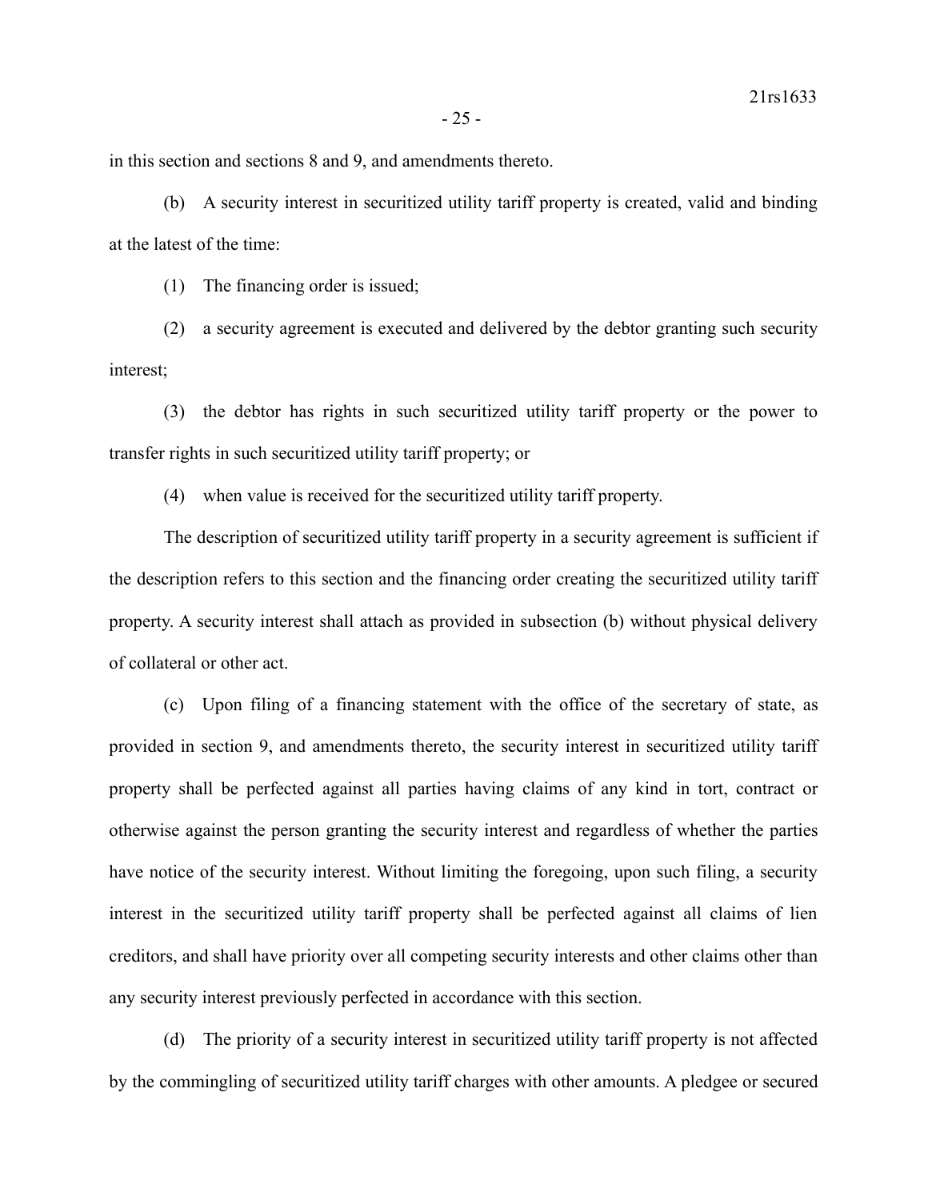in this section and sections 8 and 9, and amendments thereto.

(b) A security interest in securitized utility tariff property is created, valid and binding at the latest of the time:

(1) The financing order is issued;

(2) a security agreement is executed and delivered by the debtor granting such security interest;

(3) the debtor has rights in such securitized utility tariff property or the power to transfer rights in such securitized utility tariff property; or

(4) when value is received for the securitized utility tariff property.

The description of securitized utility tariff property in a security agreement is sufficient if the description refers to this section and the financing order creating the securitized utility tariff property. A security interest shall attach as provided in subsection (b) without physical delivery of collateral or other act.

(c) Upon filing of a financing statement with the office of the secretary of state, as provided in section 9, and amendments thereto, the security interest in securitized utility tariff property shall be perfected against all parties having claims of any kind in tort, contract or otherwise against the person granting the security interest and regardless of whether the parties have notice of the security interest. Without limiting the foregoing, upon such filing, a security interest in the securitized utility tariff property shall be perfected against all claims of lien creditors, and shall have priority over all competing security interests and other claims other than any security interest previously perfected in accordance with this section.

(d) The priority of a security interest in securitized utility tariff property is not affected by the commingling of securitized utility tariff charges with other amounts. A pledgee or secured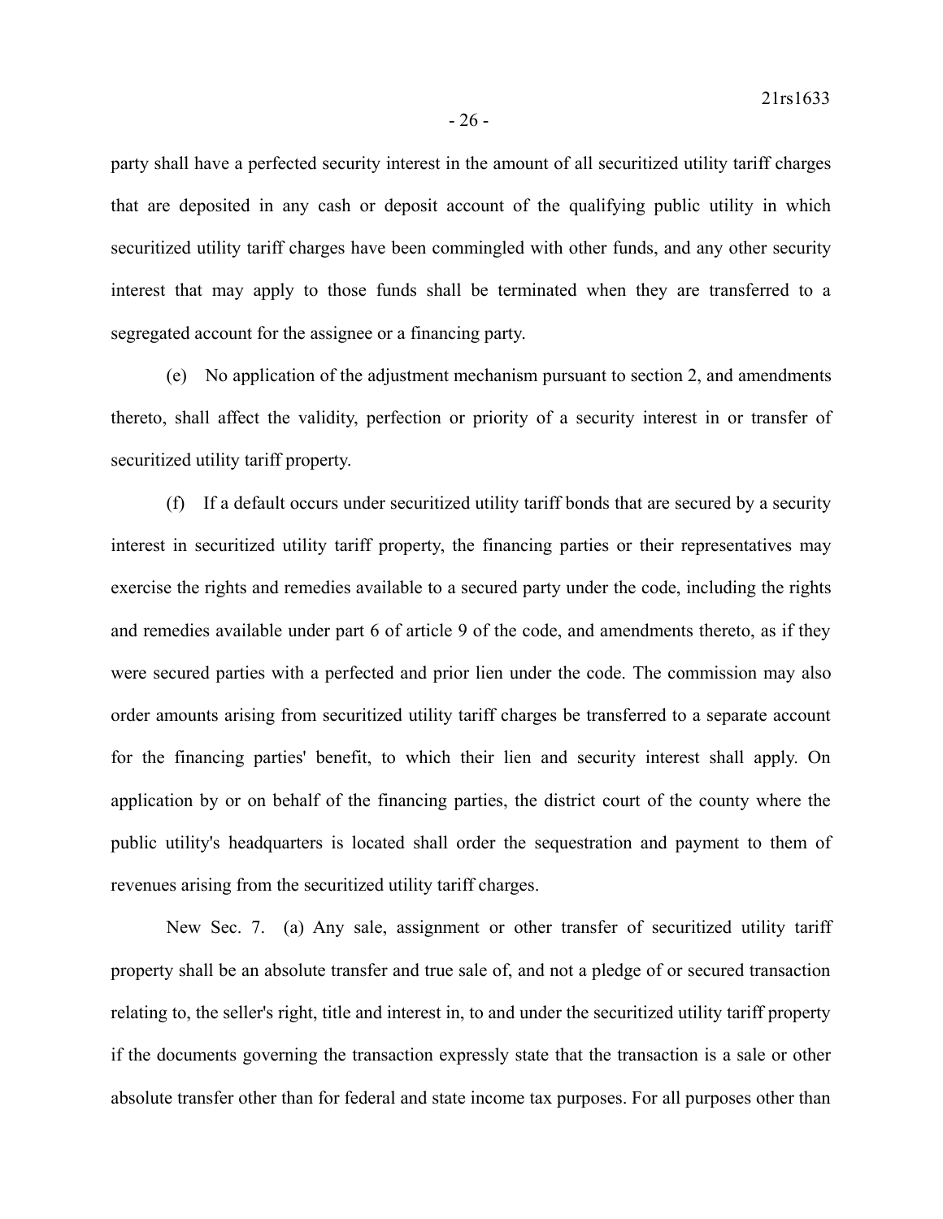party shall have a perfected security interest in the amount of all securitized utility tariff charges that are deposited in any cash or deposit account of the qualifying public utility in which securitized utility tariff charges have been commingled with other funds, and any other security interest that may apply to those funds shall be terminated when they are transferred to a segregated account for the assignee or a financing party.

(e) No application of the adjustment mechanism pursuant to section 2, and amendments thereto, shall affect the validity, perfection or priority of a security interest in or transfer of securitized utility tariff property.

(f) If a default occurs under securitized utility tariff bonds that are secured by a security interest in securitized utility tariff property, the financing parties or their representatives may exercise the rights and remedies available to a secured party under the code, including the rights and remedies available under part 6 of article 9 of the code, and amendments thereto, as if they were secured parties with a perfected and prior lien under the code. The commission may also order amounts arising from securitized utility tariff charges be transferred to a separate account for the financing parties' benefit, to which their lien and security interest shall apply. On application by or on behalf of the financing parties, the district court of the county where the public utility's headquarters is located shall order the sequestration and payment to them of revenues arising from the securitized utility tariff charges.

New Sec. 7. (a) Any sale, assignment or other transfer of securitized utility tariff property shall be an absolute transfer and true sale of, and not a pledge of or secured transaction relating to, the seller's right, title and interest in, to and under the securitized utility tariff property if the documents governing the transaction expressly state that the transaction is a sale or other absolute transfer other than for federal and state income tax purposes. For all purposes other than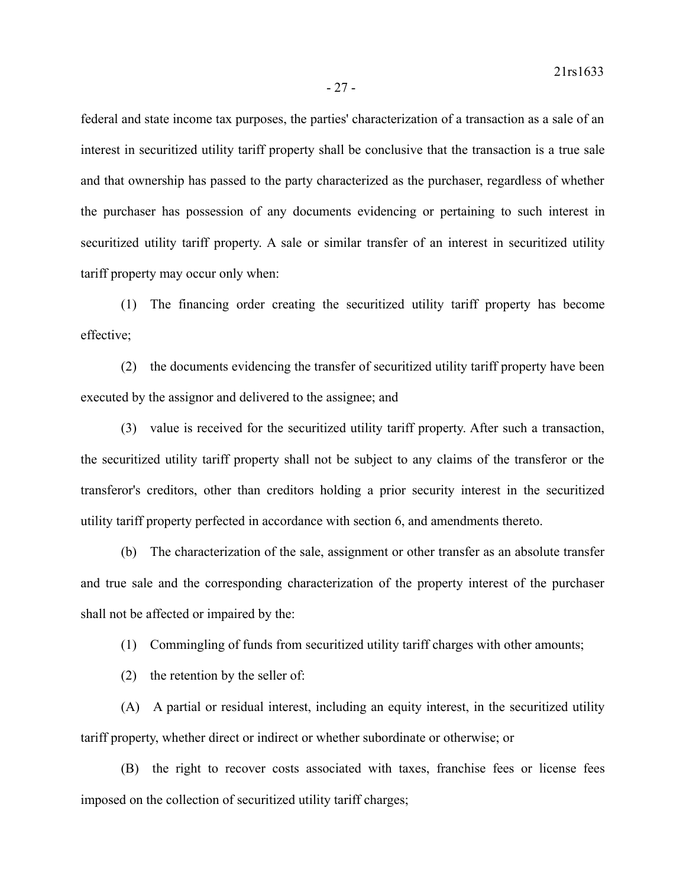federal and state income tax purposes, the parties' characterization of a transaction as a sale of an interest in securitized utility tariff property shall be conclusive that the transaction is a true sale and that ownership has passed to the party characterized as the purchaser, regardless of whether the purchaser has possession of any documents evidencing or pertaining to such interest in securitized utility tariff property. A sale or similar transfer of an interest in securitized utility tariff property may occur only when:

(1) The financing order creating the securitized utility tariff property has become effective;

(2) the documents evidencing the transfer of securitized utility tariff property have been executed by the assignor and delivered to the assignee; and

(3) value is received for the securitized utility tariff property. After such a transaction, the securitized utility tariff property shall not be subject to any claims of the transferor or the transferor's creditors, other than creditors holding a prior security interest in the securitized utility tariff property perfected in accordance with section 6, and amendments thereto.

(b) The characterization of the sale, assignment or other transfer as an absolute transfer and true sale and the corresponding characterization of the property interest of the purchaser shall not be affected or impaired by the:

(1) Commingling of funds from securitized utility tariff charges with other amounts;

(2) the retention by the seller of:

(A) A partial or residual interest, including an equity interest, in the securitized utility tariff property, whether direct or indirect or whether subordinate or otherwise; or

(B) the right to recover costs associated with taxes, franchise fees or license fees imposed on the collection of securitized utility tariff charges;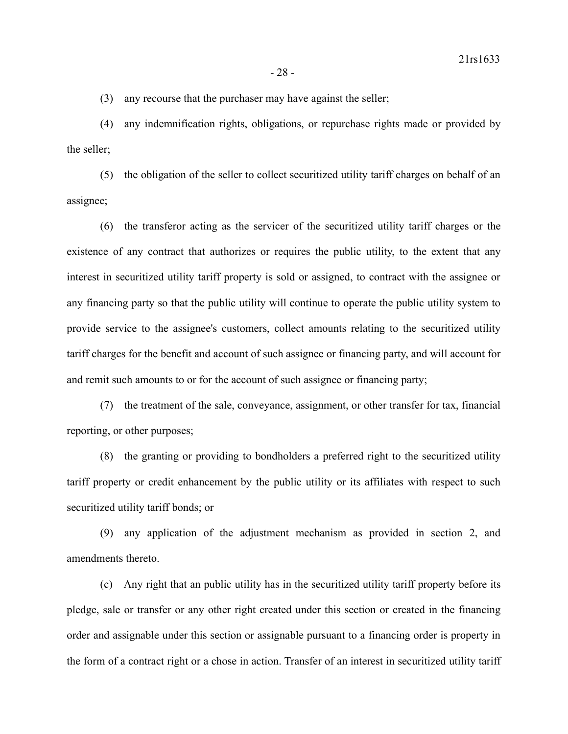(3) any recourse that the purchaser may have against the seller;

(4) any indemnification rights, obligations, or repurchase rights made or provided by the seller;

(5) the obligation of the seller to collect securitized utility tariff charges on behalf of an assignee;

(6) the transferor acting as the servicer of the securitized utility tariff charges or the existence of any contract that authorizes or requires the public utility, to the extent that any interest in securitized utility tariff property is sold or assigned, to contract with the assignee or any financing party so that the public utility will continue to operate the public utility system to provide service to the assignee's customers, collect amounts relating to the securitized utility tariff charges for the benefit and account of such assignee or financing party, and will account for and remit such amounts to or for the account of such assignee or financing party;

(7) the treatment of the sale, conveyance, assignment, or other transfer for tax, financial reporting, or other purposes;

(8) the granting or providing to bondholders a preferred right to the securitized utility tariff property or credit enhancement by the public utility or its affiliates with respect to such securitized utility tariff bonds; or

(9) any application of the adjustment mechanism as provided in section 2, and amendments thereto.

(c) Any right that an public utility has in the securitized utility tariff property before its pledge, sale or transfer or any other right created under this section or created in the financing order and assignable under this section or assignable pursuant to a financing order is property in the form of a contract right or a chose in action. Transfer of an interest in securitized utility tariff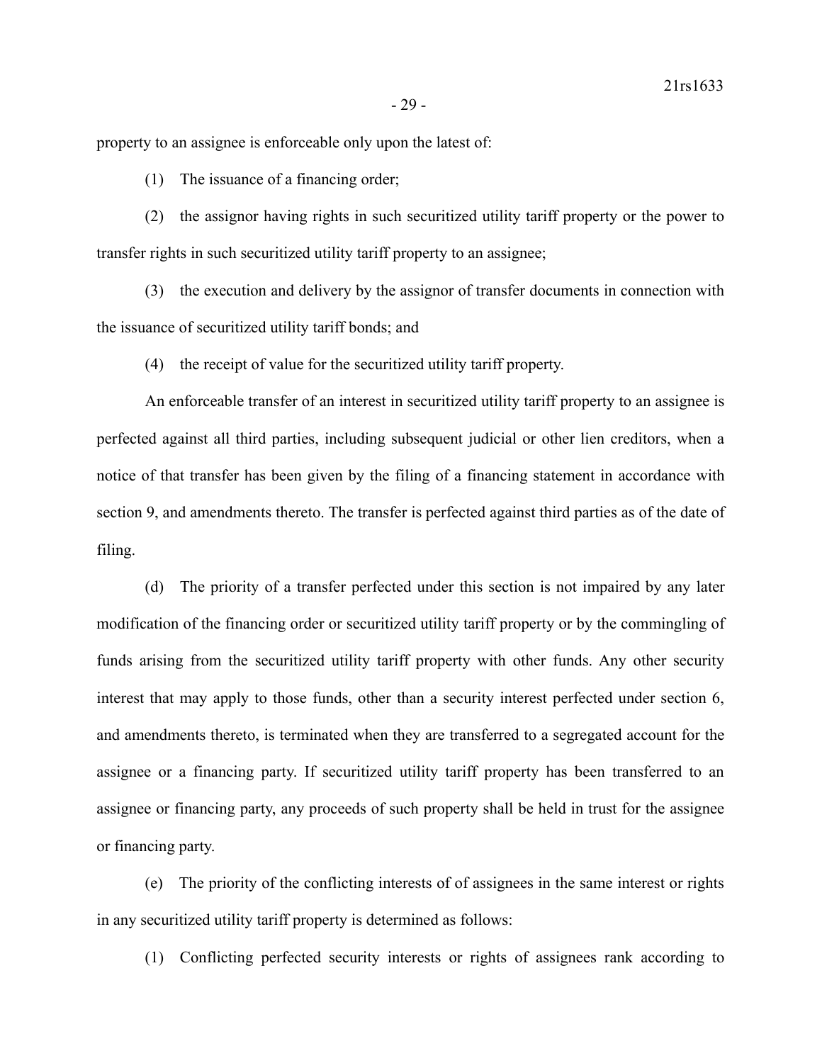property to an assignee is enforceable only upon the latest of:

(1) The issuance of a financing order;

(2) the assignor having rights in such securitized utility tariff property or the power to transfer rights in such securitized utility tariff property to an assignee;

(3) the execution and delivery by the assignor of transfer documents in connection with the issuance of securitized utility tariff bonds; and

(4) the receipt of value for the securitized utility tariff property.

An enforceable transfer of an interest in securitized utility tariff property to an assignee is perfected against all third parties, including subsequent judicial or other lien creditors, when a notice of that transfer has been given by the filing of a financing statement in accordance with section 9, and amendments thereto. The transfer is perfected against third parties as of the date of filing.

(d) The priority of a transfer perfected under this section is not impaired by any later modification of the financing order or securitized utility tariff property or by the commingling of funds arising from the securitized utility tariff property with other funds. Any other security interest that may apply to those funds, other than a security interest perfected under section 6, and amendments thereto, is terminated when they are transferred to a segregated account for the assignee or a financing party. If securitized utility tariff property has been transferred to an assignee or financing party, any proceeds of such property shall be held in trust for the assignee or financing party.

(e) The priority of the conflicting interests of of assignees in the same interest or rights in any securitized utility tariff property is determined as follows:

(1) Conflicting perfected security interests or rights of assignees rank according to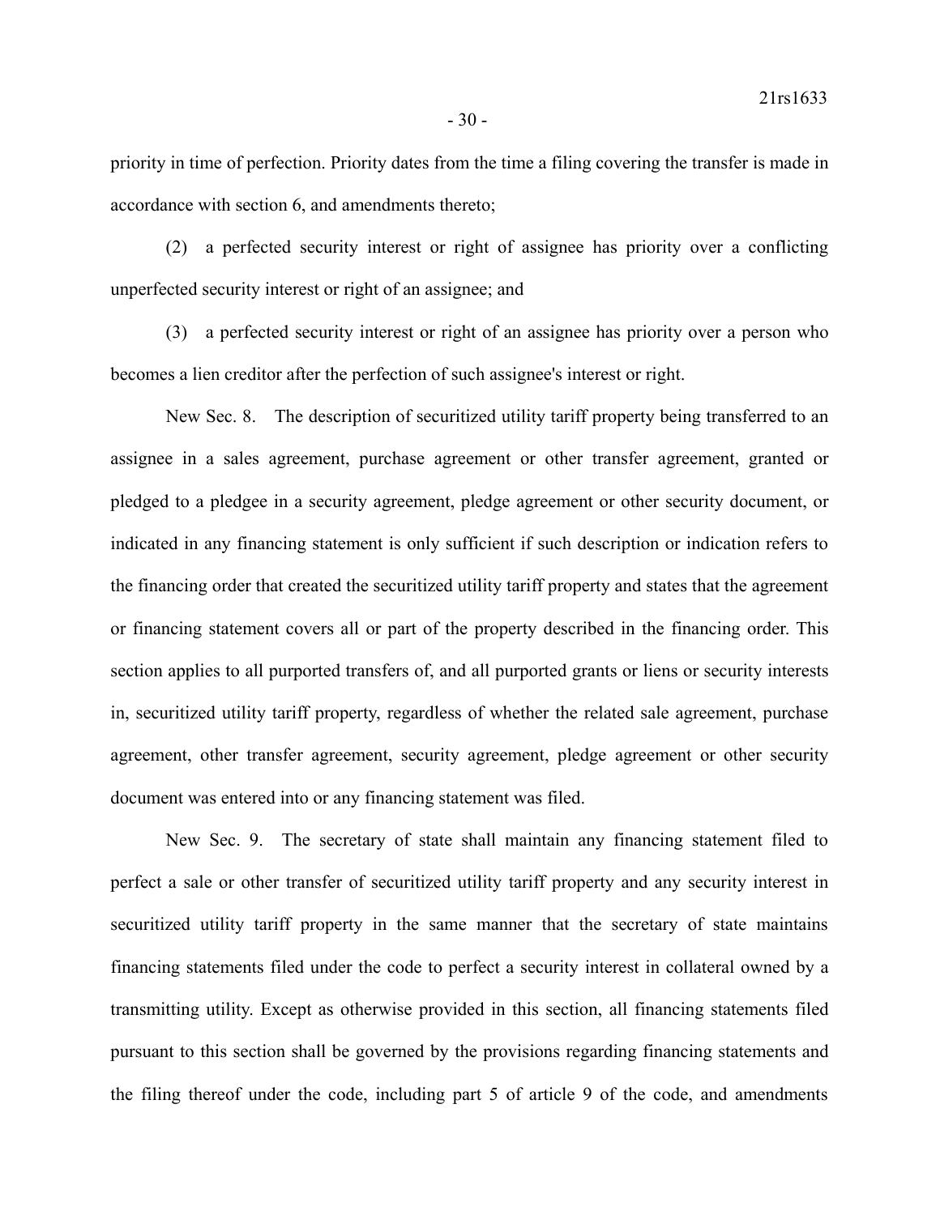priority in time of perfection. Priority dates from the time a filing covering the transfer is made in accordance with section 6, and amendments thereto;

(2) a perfected security interest or right of assignee has priority over a conflicting unperfected security interest or right of an assignee; and

(3) a perfected security interest or right of an assignee has priority over a person who becomes a lien creditor after the perfection of such assignee's interest or right.

New Sec. 8. The description of securitized utility tariff property being transferred to an assignee in a sales agreement, purchase agreement or other transfer agreement, granted or pledged to a pledgee in a security agreement, pledge agreement or other security document, or indicated in any financing statement is only sufficient if such description or indication refers to the financing order that created the securitized utility tariff property and states that the agreement or financing statement covers all or part of the property described in the financing order. This section applies to all purported transfers of, and all purported grants or liens or security interests in, securitized utility tariff property, regardless of whether the related sale agreement, purchase agreement, other transfer agreement, security agreement, pledge agreement or other security document was entered into or any financing statement was filed.

New Sec. 9. The secretary of state shall maintain any financing statement filed to perfect a sale or other transfer of securitized utility tariff property and any security interest in securitized utility tariff property in the same manner that the secretary of state maintains financing statements filed under the code to perfect a security interest in collateral owned by a transmitting utility. Except as otherwise provided in this section, all financing statements filed pursuant to this section shall be governed by the provisions regarding financing statements and the filing thereof under the code, including part 5 of article 9 of the code, and amendments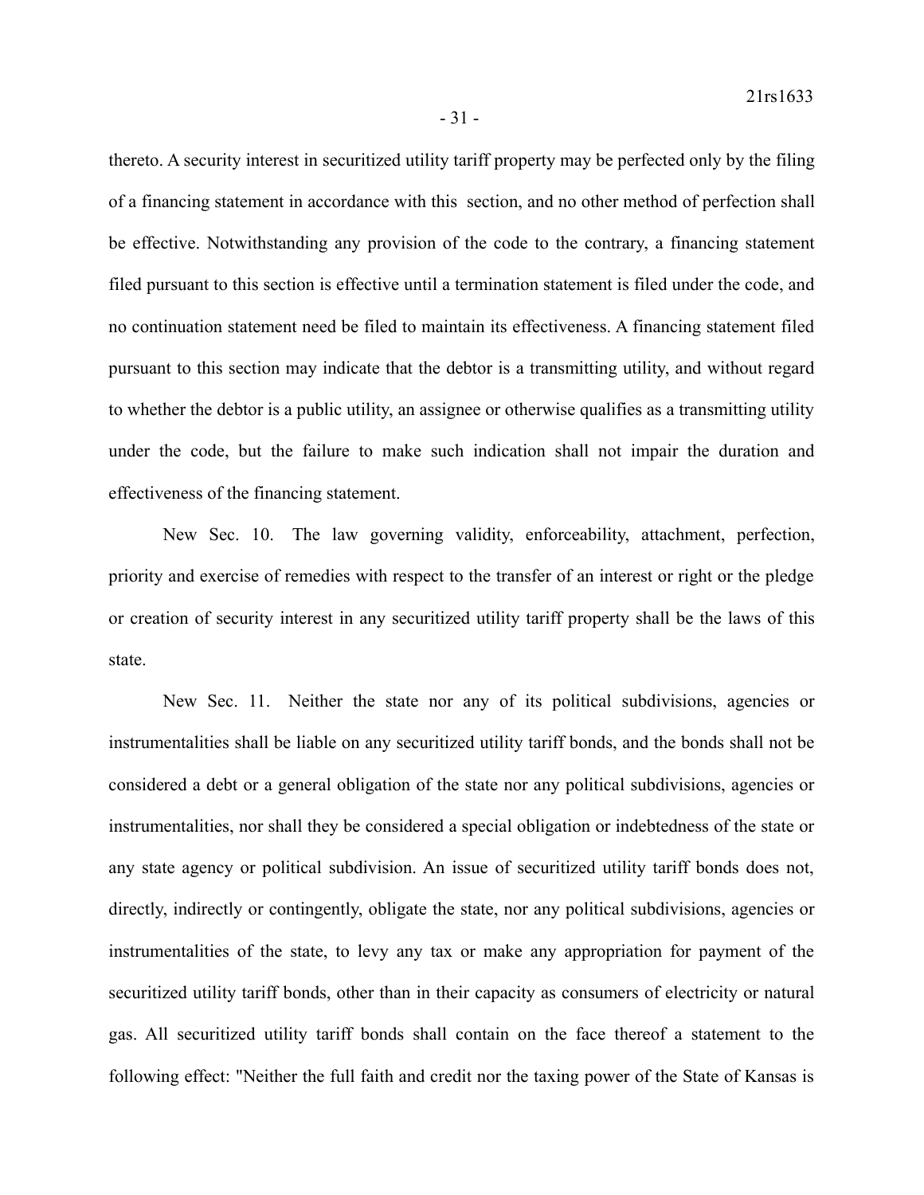thereto. A security interest in securitized utility tariff property may be perfected only by the filing of a financing statement in accordance with this section, and no other method of perfection shall be effective. Notwithstanding any provision of the code to the contrary, a financing statement filed pursuant to this section is effective until a termination statement is filed under the code, and no continuation statement need be filed to maintain its effectiveness. A financing statement filed pursuant to this section may indicate that the debtor is a transmitting utility, and without regard to whether the debtor is a public utility, an assignee or otherwise qualifies as a transmitting utility under the code, but the failure to make such indication shall not impair the duration and effectiveness of the financing statement.

New Sec. 10. The law governing validity, enforceability, attachment, perfection, priority and exercise of remedies with respect to the transfer of an interest or right or the pledge or creation of security interest in any securitized utility tariff property shall be the laws of this state.

New Sec. 11. Neither the state nor any of its political subdivisions, agencies or instrumentalities shall be liable on any securitized utility tariff bonds, and the bonds shall not be considered a debt or a general obligation of the state nor any political subdivisions, agencies or instrumentalities, nor shall they be considered a special obligation or indebtedness of the state or any state agency or political subdivision. An issue of securitized utility tariff bonds does not, directly, indirectly or contingently, obligate the state, nor any political subdivisions, agencies or instrumentalities of the state, to levy any tax or make any appropriation for payment of the securitized utility tariff bonds, other than in their capacity as consumers of electricity or natural gas. All securitized utility tariff bonds shall contain on the face thereof a statement to the following effect: "Neither the full faith and credit nor the taxing power of the State of Kansas is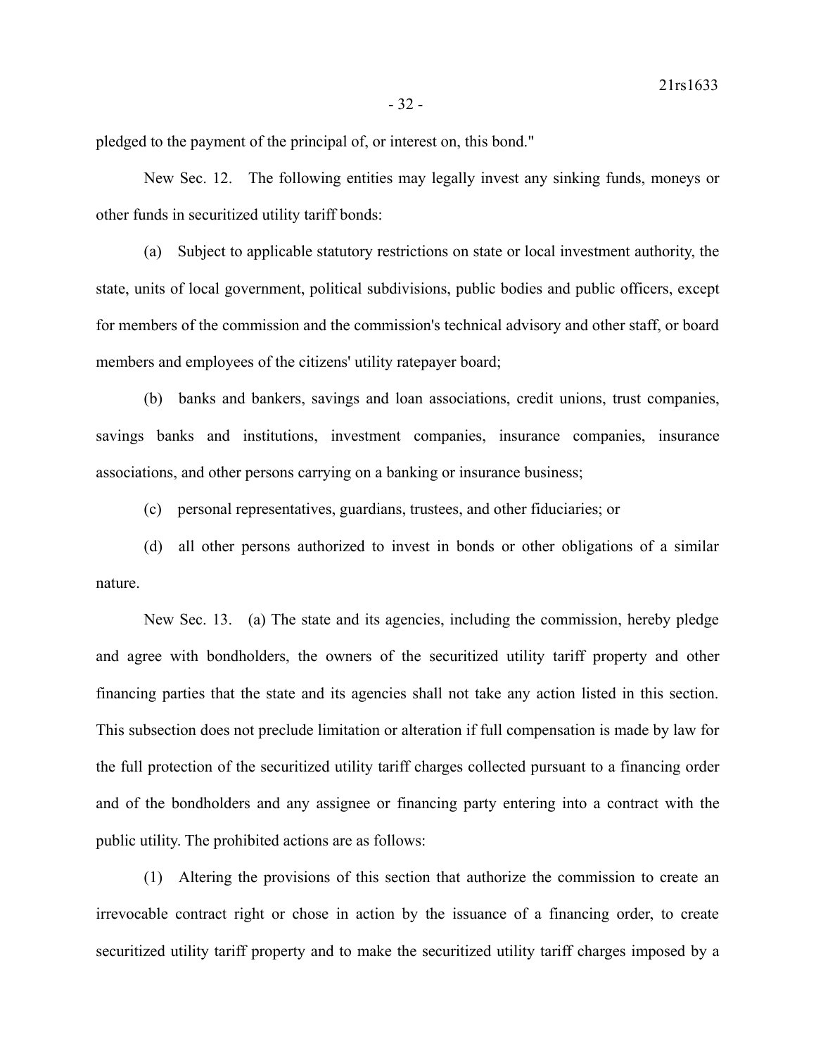pledged to the payment of the principal of, or interest on, this bond."

New Sec. 12. The following entities may legally invest any sinking funds, moneys or other funds in securitized utility tariff bonds:

(a) Subject to applicable statutory restrictions on state or local investment authority, the state, units of local government, political subdivisions, public bodies and public officers, except for members of the commission and the commission's technical advisory and other staff, or board members and employees of the citizens' utility ratepayer board;

(b) banks and bankers, savings and loan associations, credit unions, trust companies, savings banks and institutions, investment companies, insurance companies, insurance associations, and other persons carrying on a banking or insurance business;

(c) personal representatives, guardians, trustees, and other fiduciaries; or

(d) all other persons authorized to invest in bonds or other obligations of a similar nature.

New Sec. 13. (a) The state and its agencies, including the commission, hereby pledge and agree with bondholders, the owners of the securitized utility tariff property and other financing parties that the state and its agencies shall not take any action listed in this section. This subsection does not preclude limitation or alteration if full compensation is made by law for the full protection of the securitized utility tariff charges collected pursuant to a financing order and of the bondholders and any assignee or financing party entering into a contract with the public utility. The prohibited actions are as follows:

(1) Altering the provisions of this section that authorize the commission to create an irrevocable contract right or chose in action by the issuance of a financing order, to create securitized utility tariff property and to make the securitized utility tariff charges imposed by a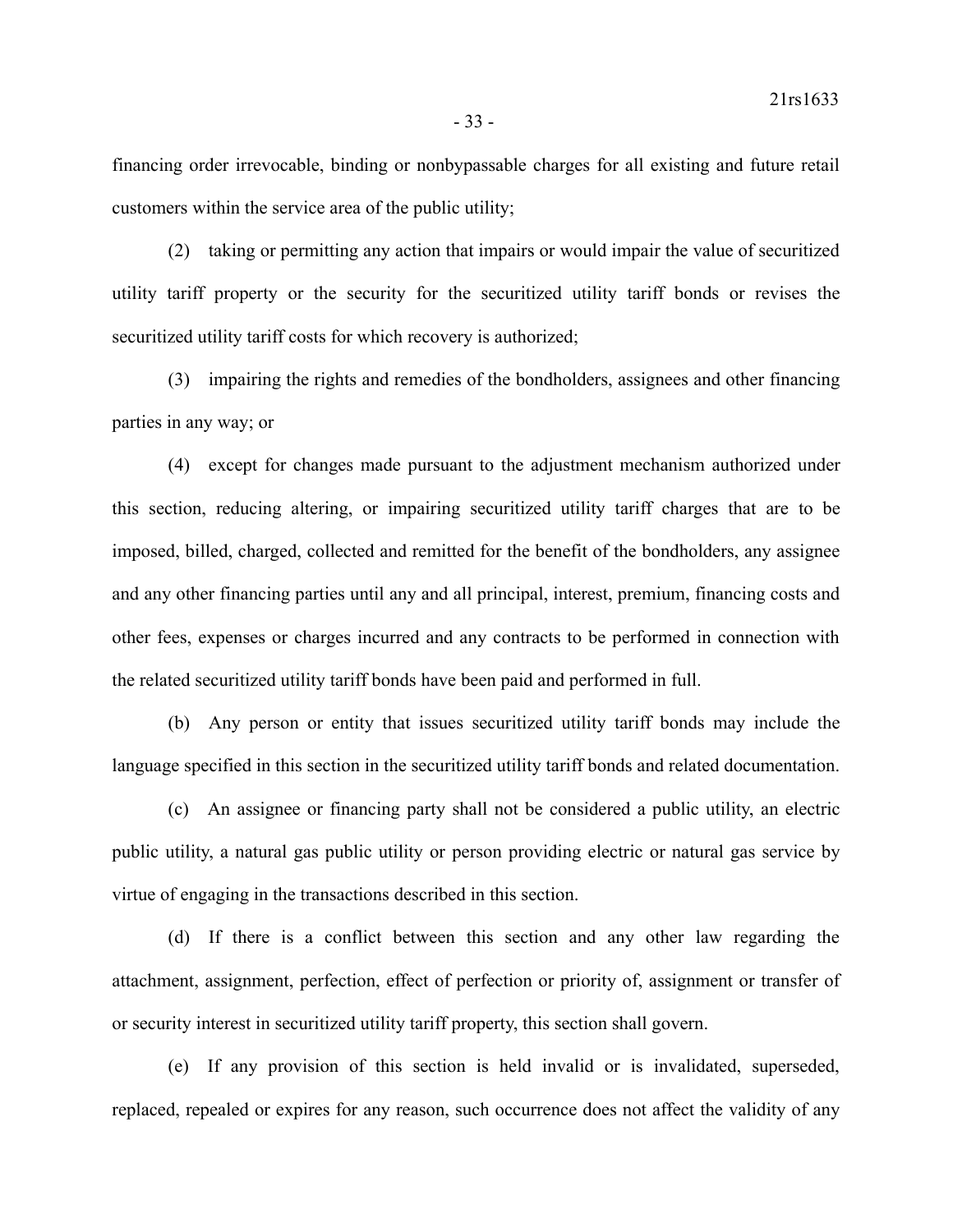financing order irrevocable, binding or nonbypassable charges for all existing and future retail customers within the service area of the public utility;

(2) taking or permitting any action that impairs or would impair the value of securitized utility tariff property or the security for the securitized utility tariff bonds or revises the securitized utility tariff costs for which recovery is authorized;

(3) impairing the rights and remedies of the bondholders, assignees and other financing parties in any way; or

(4) except for changes made pursuant to the adjustment mechanism authorized under this section, reducing altering, or impairing securitized utility tariff charges that are to be imposed, billed, charged, collected and remitted for the benefit of the bondholders, any assignee and any other financing parties until any and all principal, interest, premium, financing costs and other fees, expenses or charges incurred and any contracts to be performed in connection with the related securitized utility tariff bonds have been paid and performed in full.

(b) Any person or entity that issues securitized utility tariff bonds may include the language specified in this section in the securitized utility tariff bonds and related documentation.

(c) An assignee or financing party shall not be considered a public utility, an electric public utility, a natural gas public utility or person providing electric or natural gas service by virtue of engaging in the transactions described in this section.

(d) If there is a conflict between this section and any other law regarding the attachment, assignment, perfection, effect of perfection or priority of, assignment or transfer of or security interest in securitized utility tariff property, this section shall govern.

(e) If any provision of this section is held invalid or is invalidated, superseded, replaced, repealed or expires for any reason, such occurrence does not affect the validity of any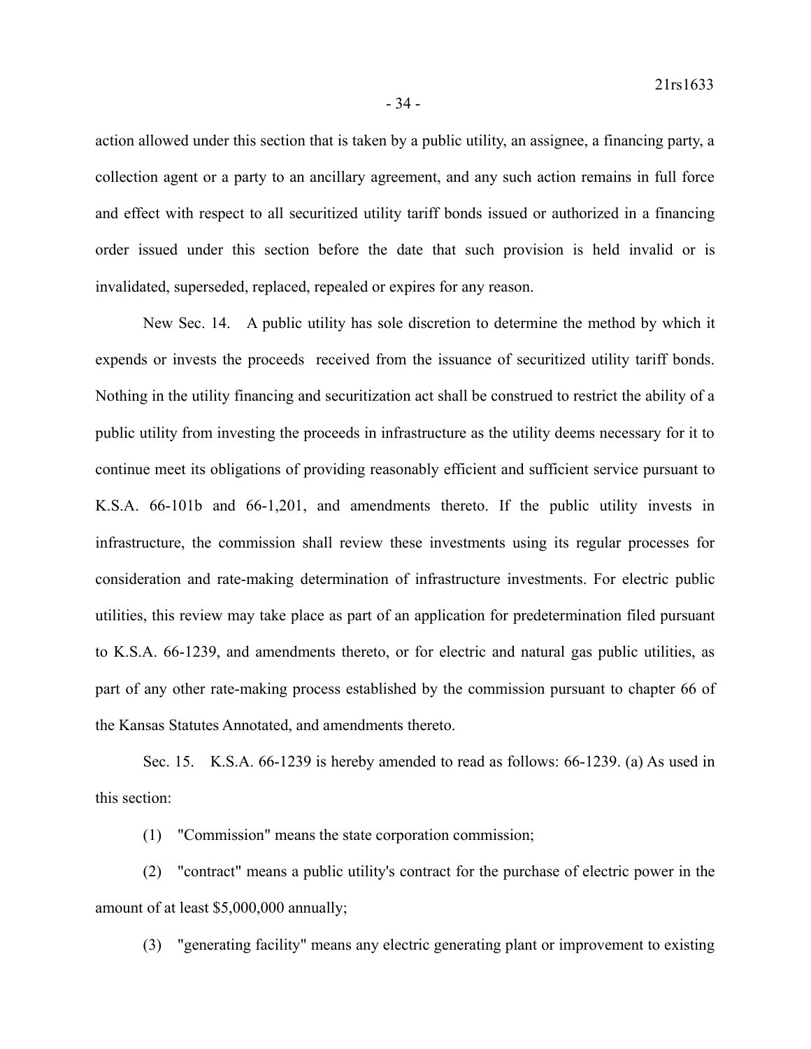action allowed under this section that is taken by a public utility, an assignee, a financing party, a collection agent or a party to an ancillary agreement, and any such action remains in full force and effect with respect to all securitized utility tariff bonds issued or authorized in a financing order issued under this section before the date that such provision is held invalid or is invalidated, superseded, replaced, repealed or expires for any reason.

New Sec. 14. A public utility has sole discretion to determine the method by which it expends or invests the proceeds received from the issuance of securitized utility tariff bonds. Nothing in the utility financing and securitization act shall be construed to restrict the ability of a public utility from investing the proceeds in infrastructure as the utility deems necessary for it to continue meet its obligations of providing reasonably efficient and sufficient service pursuant to K.S.A. 66-101b and 66-1,201, and amendments thereto. If the public utility invests in infrastructure, the commission shall review these investments using its regular processes for consideration and rate-making determination of infrastructure investments. For electric public utilities, this review may take place as part of an application for predetermination filed pursuant to K.S.A. 66-1239, and amendments thereto, or for electric and natural gas public utilities, as part of any other rate-making process established by the commission pursuant to chapter 66 of the Kansas Statutes Annotated, and amendments thereto.

Sec. 15. K.S.A. 66-1239 is hereby amended to read as follows: 66-1239. (a) As used in this section:

(1) "Commission" means the state corporation commission;

(2) "contract" means a public utility's contract for the purchase of electric power in the amount of at least $5,000,000 annually;

(3) "generating facility" means any electric generating plant or improvement to existing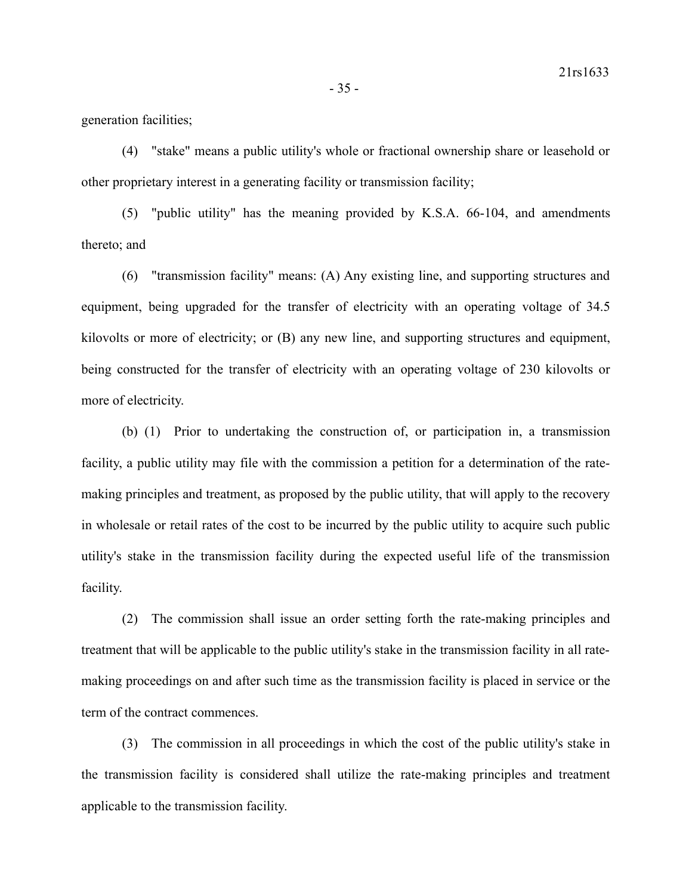generation facilities;

(4) "stake" means a public utility's whole or fractional ownership share or leasehold or other proprietary interest in a generating facility or transmission facility;

(5) "public utility" has the meaning provided by K.S.A. 66-104, and amendments thereto; and

(6) "transmission facility" means: (A) Any existing line, and supporting structures and equipment, being upgraded for the transfer of electricity with an operating voltage of 34.5 kilovolts or more of electricity; or (B) any new line, and supporting structures and equipment, being constructed for the transfer of electricity with an operating voltage of 230 kilovolts or more of electricity.

(b) (1) Prior to undertaking the construction of, or participation in, a transmission facility, a public utility may file with the commission a petition for a determination of the rate-making principles and treatment, as proposed by the public utility, that will apply to the recovery in wholesale or retail rates of the cost to be incurred by the public utility to acquire such public utility's stake in the transmission facility during the expected useful life of the transmission facility.

(2) The commission shall issue an order setting forth the rate-making principles and treatment that will be applicable to the public utility's stake in the transmission facility in all rate-making proceedings on and after such time as the transmission facility is placed in service or the term of the contract commences.

(3) The commission in all proceedings in which the cost of the public utility's stake in the transmission facility is considered shall utilize the rate-making principles and treatment applicable to the transmission facility.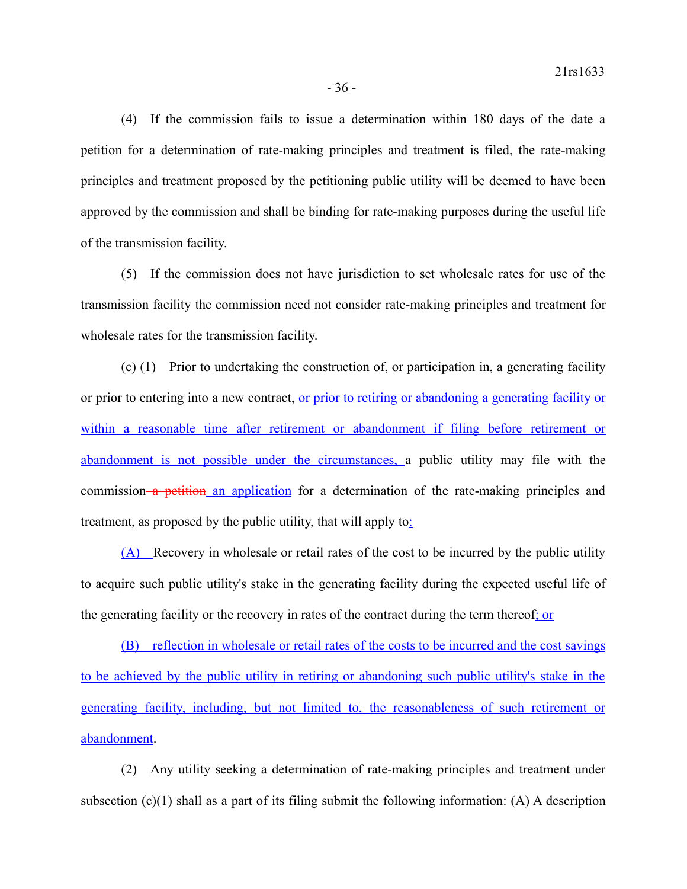(4) If the commission fails to issue a determination within 180 days of the date a petition for a determination of rate-making principles and treatment is filed, the rate-making principles and treatment proposed by the petitioning public utility will be deemed to have been approved by the commission and shall be binding for rate-making purposes during the useful life of the transmission facility.

(5) If the commission does not have jurisdiction to set wholesale rates for use of the transmission facility the commission need not consider rate-making principles and treatment for wholesale rates for the transmission facility.

(c) (1) Prior to undertaking the construction of, or participation in, a generating facility or prior to entering into a new contract, or prior to retiring or abandoning a generating facility or within a reasonable time after retirement or abandonment if filing before retirement or abandonment is not possible under the circumstances, a public utility may file with the commission ~~a petition~~ an application for a determination of the rate-making principles and treatment, as proposed by the public utility, that will apply to:

(A) Recovery in wholesale or retail rates of the cost to be incurred by the public utility to acquire such public utility's stake in the generating facility during the expected useful life of the generating facility or the recovery in rates of the contract during the term thereof; or

(B) reflection in wholesale or retail rates of the costs to be incurred and the cost savings to be achieved by the public utility in retiring or abandoning such public utility's stake in the generating facility, including, but not limited to, the reasonableness of such retirement or abandonment.

(2) Any utility seeking a determination of rate-making principles and treatment under subsection (c)(1) shall as a part of its filing submit the following information: (A) A description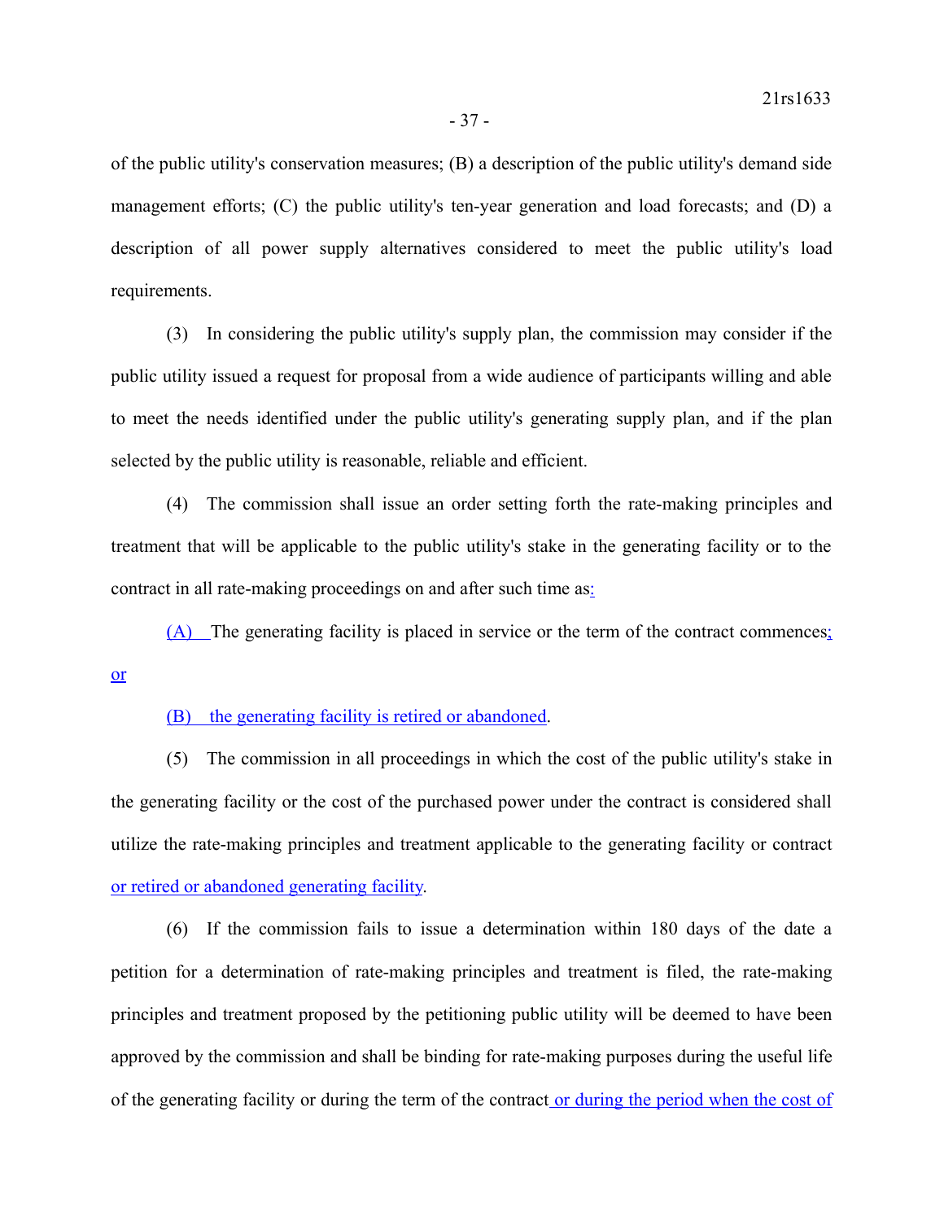of the public utility's conservation measures; (B) a description of the public utility's demand side management efforts; (C) the public utility's ten-year generation and load forecasts; and (D) a description of all power supply alternatives considered to meet the public utility's load requirements.

(3) In considering the public utility's supply plan, the commission may consider if the public utility issued a request for proposal from a wide audience of participants willing and able to meet the needs identified under the public utility's generating supply plan, and if the plan selected by the public utility is reasonable, reliable and efficient.

(4) The commission shall issue an order setting forth the rate-making principles and treatment that will be applicable to the public utility's stake in the generating facility or to the contract in all rate-making proceedings on and after such time as:

(A) The generating facility is placed in service or the term of the contract commences; or

(B) the generating facility is retired or abandoned.

(5) The commission in all proceedings in which the cost of the public utility's stake in the generating facility or the cost of the purchased power under the contract is considered shall utilize the rate-making principles and treatment applicable to the generating facility or contract or retired or abandoned generating facility.

(6) If the commission fails to issue a determination within 180 days of the date a petition for a determination of rate-making principles and treatment is filed, the rate-making principles and treatment proposed by the petitioning public utility will be deemed to have been approved by the commission and shall be binding for rate-making purposes during the useful life of the generating facility or during the term of the contract or during the period when the cost of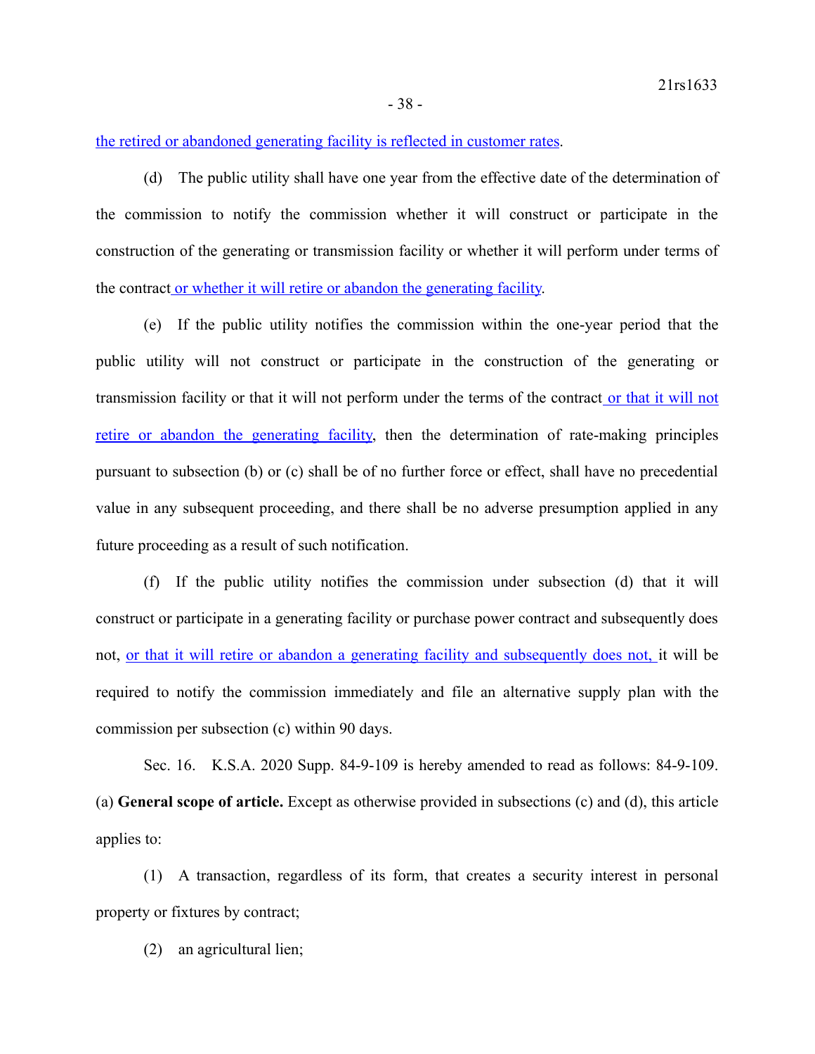the retired or abandoned generating facility is reflected in customer rates.

(d) The public utility shall have one year from the effective date of the determination of the commission to notify the commission whether it will construct or participate in the construction of the generating or transmission facility or whether it will perform under terms of the contract or whether it will retire or abandon the generating facility.

(e) If the public utility notifies the commission within the one-year period that the public utility will not construct or participate in the construction of the generating or transmission facility or that it will not perform under the terms of the contract or that it will not retire or abandon the generating facility, then the determination of rate-making principles pursuant to subsection (b) or (c) shall be of no further force or effect, shall have no precedential value in any subsequent proceeding, and there shall be no adverse presumption applied in any future proceeding as a result of such notification.

(f) If the public utility notifies the commission under subsection (d) that it will construct or participate in a generating facility or purchase power contract and subsequently does not, or that it will retire or abandon a generating facility and subsequently does not, it will be required to notify the commission immediately and file an alternative supply plan with the commission per subsection (c) within 90 days.

Sec. 16. K.S.A. 2020 Supp. 84-9-109 is hereby amended to read as follows: 84-9-109. (a) **General scope of article.** Except as otherwise provided in subsections (c) and (d), this article applies to:

(1) A transaction, regardless of its form, that creates a security interest in personal property or fixtures by contract;

(2) an agricultural lien;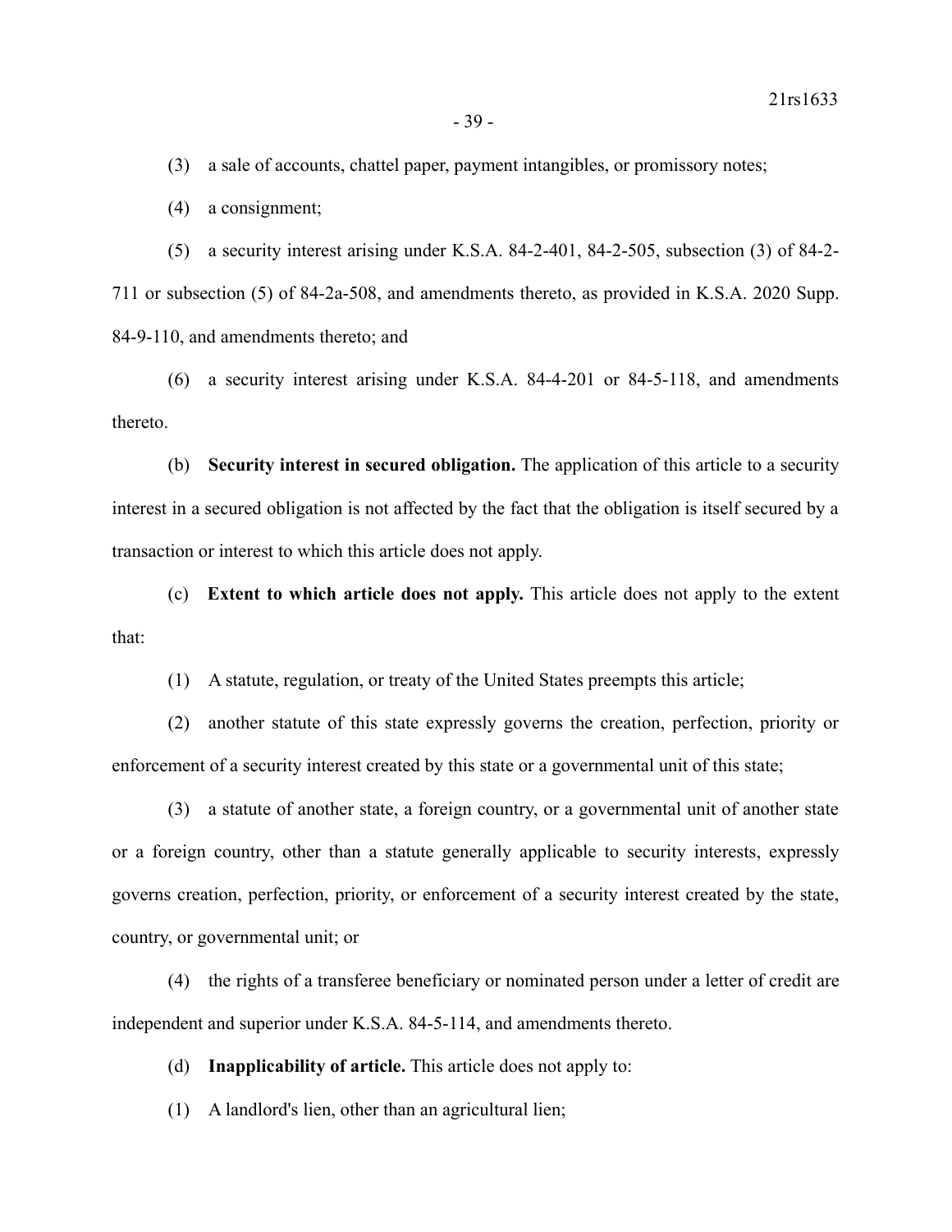(3) a sale of accounts, chattel paper, payment intangibles, or promissory notes;

(4) a consignment;

(5) a security interest arising under K.S.A. 84-2-401, 84-2-505, subsection (3) of 84-2-711 or subsection (5) of 84-2a-508, and amendments thereto, as provided in K.S.A. 2020 Supp. 84-9-110, and amendments thereto; and

(6) a security interest arising under K.S.A. 84-4-201 or 84-5-118, and amendments thereto.

(b) **Security interest in secured obligation.** The application of this article to a security interest in a secured obligation is not affected by the fact that the obligation is itself secured by a transaction or interest to which this article does not apply.

(c) **Extent to which article does not apply.** This article does not apply to the extent that:

(1) A statute, regulation, or treaty of the United States preempts this article;

(2) another statute of this state expressly governs the creation, perfection, priority or enforcement of a security interest created by this state or a governmental unit of this state;

(3) a statute of another state, a foreign country, or a governmental unit of another state or a foreign country, other than a statute generally applicable to security interests, expressly governs creation, perfection, priority, or enforcement of a security interest created by the state, country, or governmental unit; or

(4) the rights of a transferee beneficiary or nominated person under a letter of credit are independent and superior under K.S.A. 84-5-114, and amendments thereto.

(d) **Inapplicability of article.** This article does not apply to:

(1) A landlord's lien, other than an agricultural lien;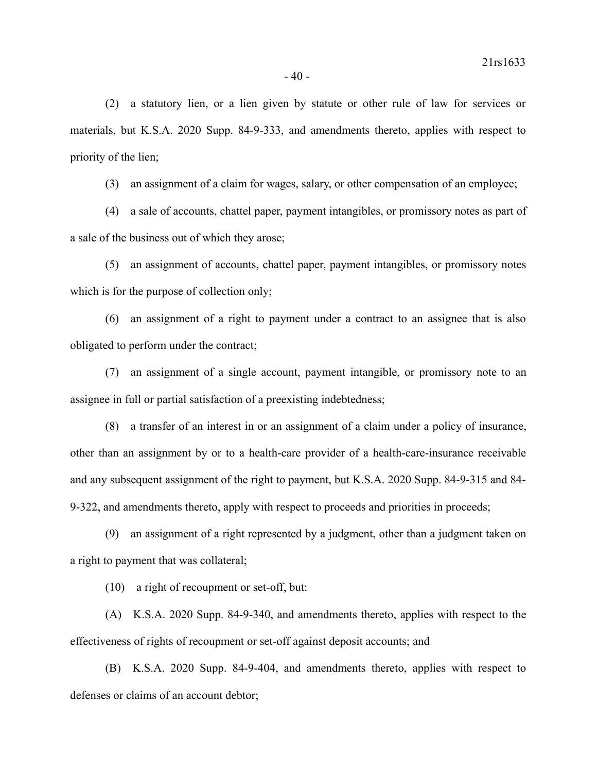(2) a statutory lien, or a lien given by statute or other rule of law for services or materials, but K.S.A. 2020 Supp. 84-9-333, and amendments thereto, applies with respect to priority of the lien;

(3) an assignment of a claim for wages, salary, or other compensation of an employee;

(4) a sale of accounts, chattel paper, payment intangibles, or promissory notes as part of a sale of the business out of which they arose;

(5) an assignment of accounts, chattel paper, payment intangibles, or promissory notes which is for the purpose of collection only;

(6) an assignment of a right to payment under a contract to an assignee that is also obligated to perform under the contract;

(7) an assignment of a single account, payment intangible, or promissory note to an assignee in full or partial satisfaction of a preexisting indebtedness;

(8) a transfer of an interest in or an assignment of a claim under a policy of insurance, other than an assignment by or to a health-care provider of a health-care-insurance receivable and any subsequent assignment of the right to payment, but K.S.A. 2020 Supp. 84-9-315 and 84-9-322, and amendments thereto, apply with respect to proceeds and priorities in proceeds;

(9) an assignment of a right represented by a judgment, other than a judgment taken on a right to payment that was collateral;

(10) a right of recoupment or set-off, but:

(A) K.S.A. 2020 Supp. 84-9-340, and amendments thereto, applies with respect to the effectiveness of rights of recoupment or set-off against deposit accounts; and

(B) K.S.A. 2020 Supp. 84-9-404, and amendments thereto, applies with respect to defenses or claims of an account debtor;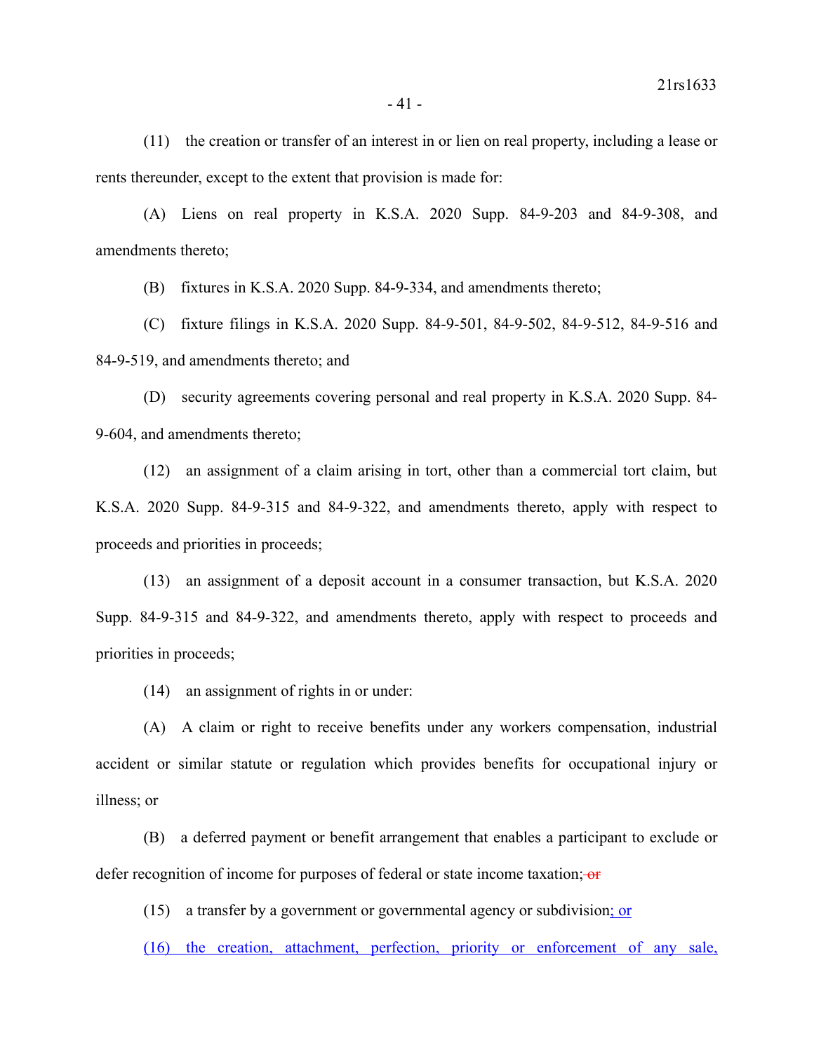(11) the creation or transfer of an interest in or lien on real property, including a lease or rents thereunder, except to the extent that provision is made for:

(A) Liens on real property in K.S.A. 2020 Supp. 84-9-203 and 84-9-308, and amendments thereto;

(B) fixtures in K.S.A. 2020 Supp. 84-9-334, and amendments thereto;

(C) fixture filings in K.S.A. 2020 Supp. 84-9-501, 84-9-502, 84-9-512, 84-9-516 and 84-9-519, and amendments thereto; and

(D) security agreements covering personal and real property in K.S.A. 2020 Supp. 84-9-604, and amendments thereto;

(12) an assignment of a claim arising in tort, other than a commercial tort claim, but K.S.A. 2020 Supp. 84-9-315 and 84-9-322, and amendments thereto, apply with respect to proceeds and priorities in proceeds;

(13) an assignment of a deposit account in a consumer transaction, but K.S.A. 2020 Supp. 84-9-315 and 84-9-322, and amendments thereto, apply with respect to proceeds and priorities in proceeds;

(14) an assignment of rights in or under:

(A) A claim or right to receive benefits under any workers compensation, industrial accident or similar statute or regulation which provides benefits for occupational injury or illness; or

(B) a deferred payment or benefit arrangement that enables a participant to exclude or defer recognition of income for purposes of federal or state income taxation; ~~or~~

(15) a transfer by a government or governmental agency or subdivision; or

(16) the creation, attachment, perfection, priority or enforcement of any sale,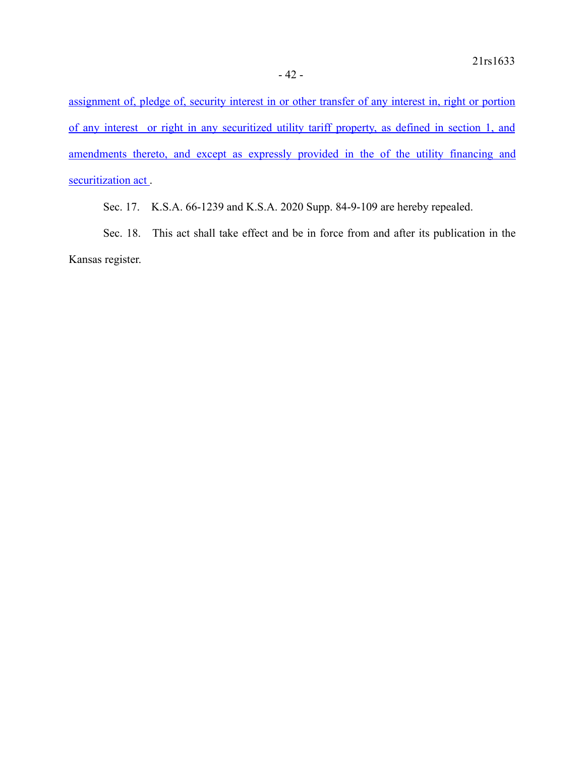<u>assignment of, pledge of, security interest in or other transfer of any interest in, right or portion of any interest or right in any securitized utility tariff property, as defined in section 1, and amendments thereto, and except as expressly provided in the of the utility financing and securitization act</u> .

Sec. 17. K.S.A. 66-1239 and K.S.A. 2020 Supp. 84-9-109 are hereby repealed.

Sec. 18. This act shall take effect and be in force from and after its publication in the Kansas register.